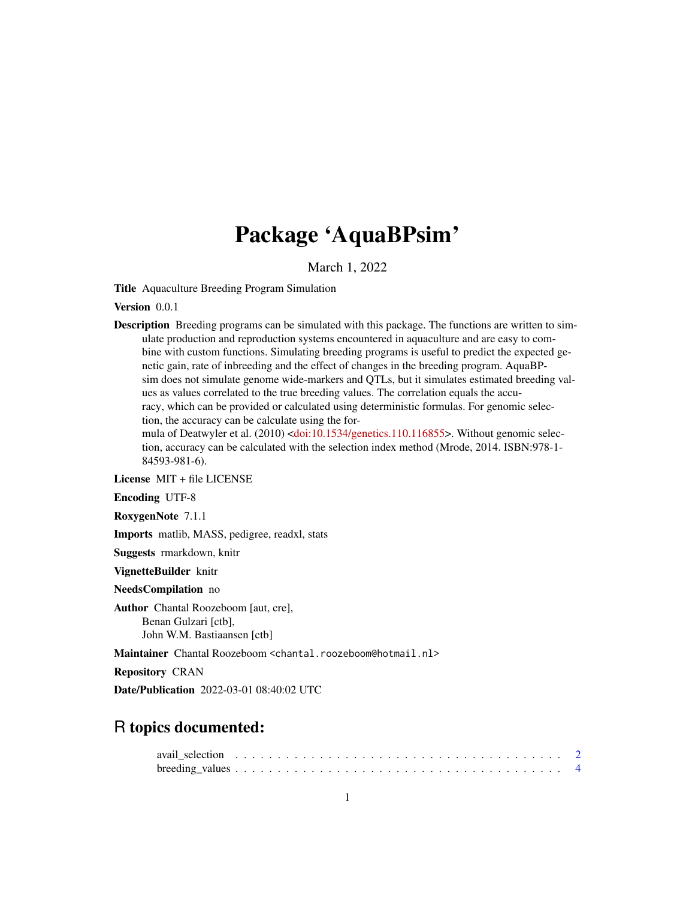# Package 'AquaBPsim'

March 1, 2022

**Title** Aquaculture Breeding Program Simulation

**Version** 0.0.1

**Description** Breeding programs can be simulated with this package. The functions are written to simulate production and reproduction systems encountered in aquaculture and are easy to combine with custom functions. Simulating breeding programs is useful to predict the expected genetic gain, rate of inbreeding and the effect of changes in the breeding program. AquaBPsim does not simulate genome wide-markers and QTLs, but it simulates estimated breeding values as values correlated to the true breeding values. The correlation equals the accuracy, which can be provided or calculated using deterministic formulas. For genomic selection, the accuracy can be calculate using the formula of Deatwyler et al. (2010) <doi:10.1534/genetics.110.116855>. Without genomic selection, accuracy can be calculated with the selection index method (Mrode, 2014. ISBN:978-1-84593-981-6).

**License** MIT + file LICENSE

**Encoding** UTF-8

**RoxygenNote** 7.1.1

**Imports** matlib, MASS, pedigree, readxl, stats

**Suggests** rmarkdown, knitr

**VignetteBuilder** knitr

**NeedsCompilation** no

**Author** Chantal Roozeboom [aut, cre],
Benan Gulzari [ctb],
John W.M. Bastiaansen [ctb]

**Maintainer** Chantal Roozeboom <chantal.roozeboom@hotmail.nl>

**Repository** CRAN

**Date/Publication** 2022-03-01 08:40:02 UTC

## R topics documented:

avail_selection . . . . . . . . . . . . . . . . . . . . . . . . . . . . . . . . . . . . . . 2
breeding_values . . . . . . . . . . . . . . . . . . . . . . . . . . . . . . . . . . . . . . 4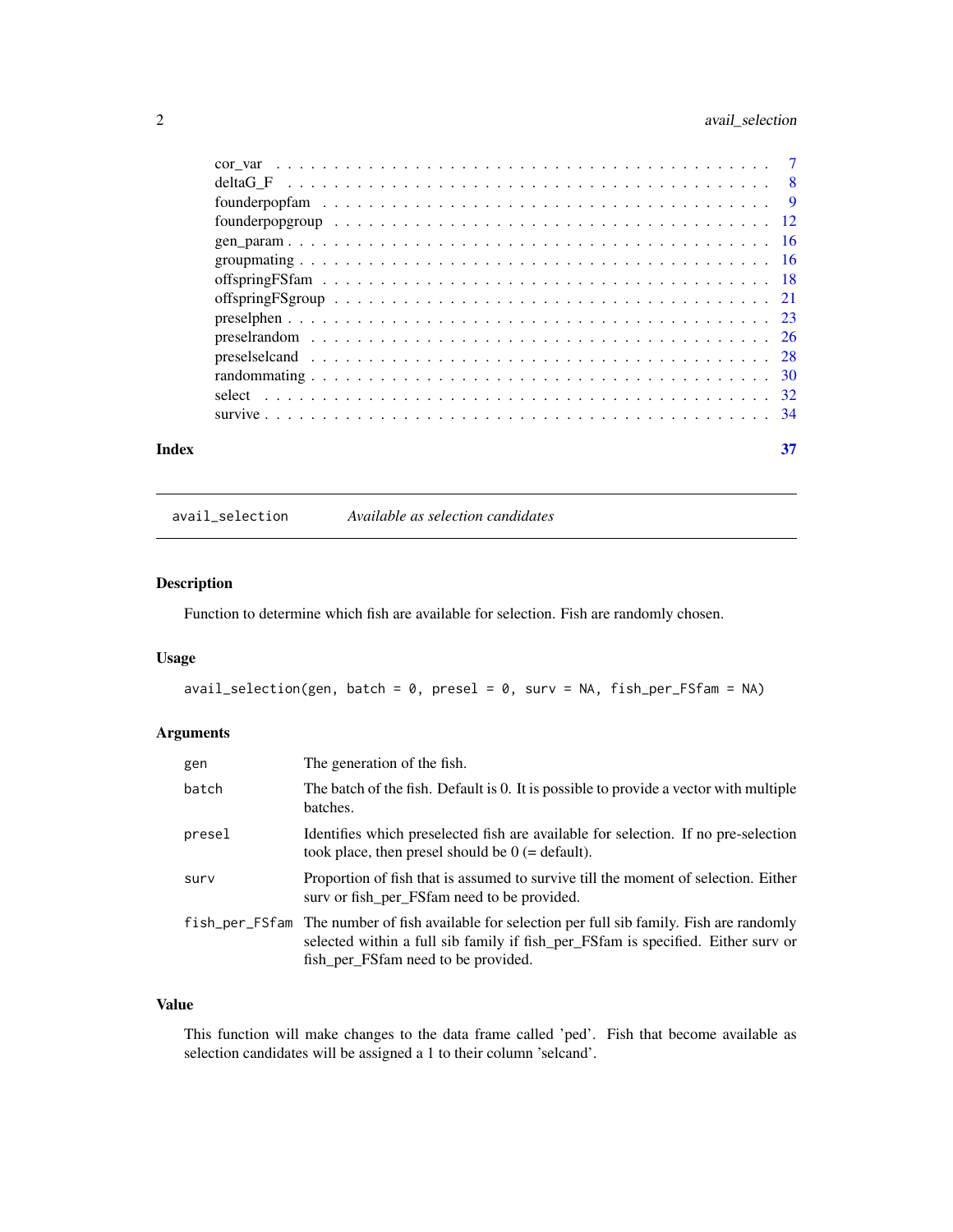| | |
|---|---|
| cor_var | 7 |
| deltaG_F | 8 |
| founderpopfam | 9 |
| founderpopgroup | 12 |
| gen_param | 16 |
| groupmating | 16 |
| offspringFSfam | 18 |
| offspringFSgroup | 21 |
| preselphen | 23 |
| preselrandom | 26 |
| preselselcand | 28 |
| randommating | 30 |
| select | 32 |
| survive | 34 |

**Index** **37**

---

## avail_selection — *Available as selection candidates*

---

### Description

Function to determine which fish are available for selection. Fish are randomly chosen.

### Usage

```
avail_selection(gen, batch = 0, presel = 0, surv = NA, fish_per_FSfam = NA)
```

### Arguments

| | |
|---|---|
| gen | The generation of the fish. |
| batch | The batch of the fish. Default is 0. It is possible to provide a vector with multiple batches. |
| presel | Identifies which preselected fish are available for selection. If no pre-selection took place, then presel should be 0 (= default). |
| surv | Proportion of fish that is assumed to survive till the moment of selection. Either surv or fish_per_FSfam need to be provided. |
| fish_per_FSfam | The number of fish available for selection per full sib family. Fish are randomly selected within a full sib family if fish_per_FSfam is specified. Either surv or fish_per_FSfam need to be provided. |

### Value

This function will make changes to the data frame called 'ped'. Fish that become available as selection candidates will be assigned a 1 to their column 'selcand'.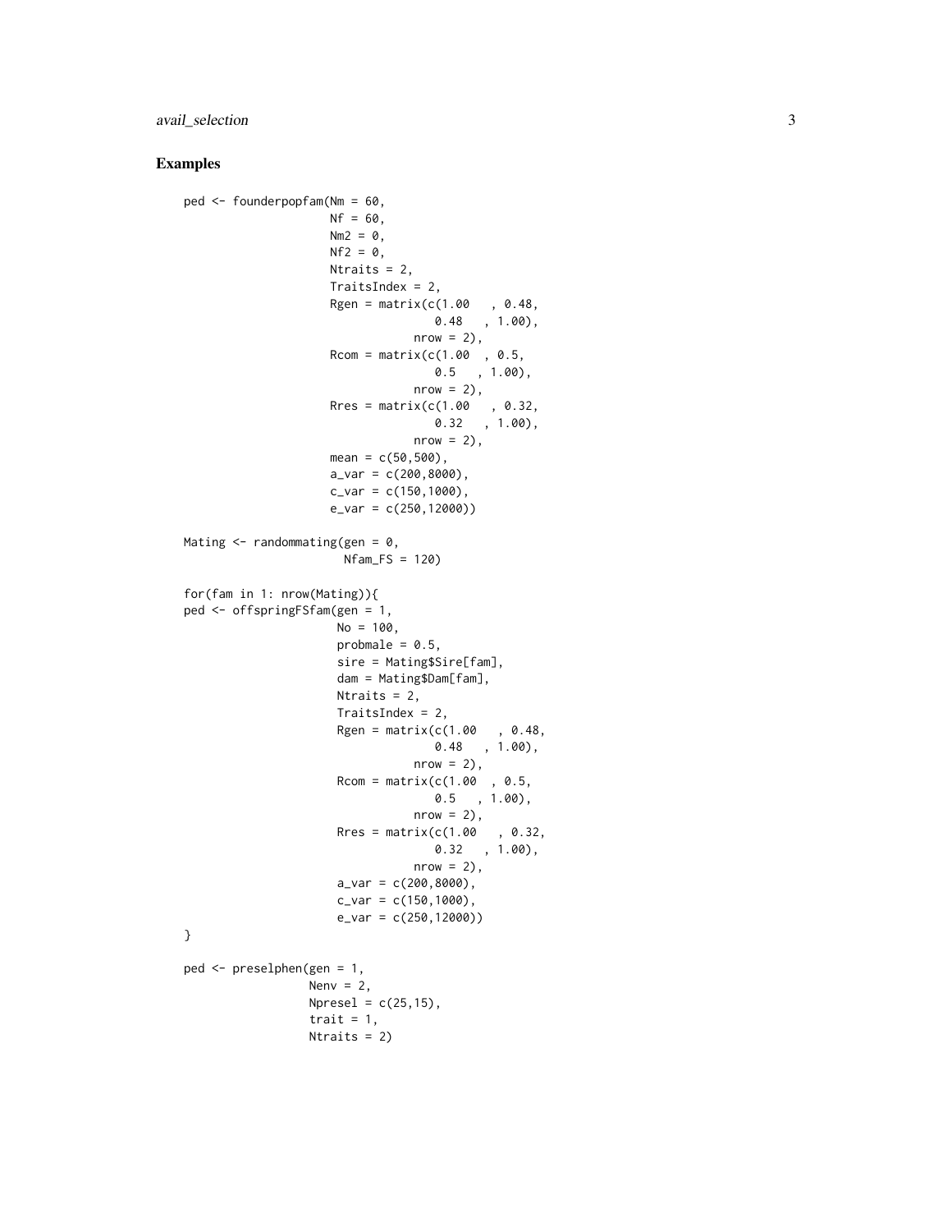## Examples

```
ped <- founderpopfam(Nm = 60,
                     Nf = 60,
                     Nm2 = 0,
                     Nf2 = 0,
                     Ntraits = 2,
                     TraitsIndex = 2,
                     Rgen = matrix(c(1.00   , 0.48,
                                     0.48   , 1.00),
                                   nrow = 2),
                     Rcom = matrix(c(1.00  , 0.5,
                                     0.5   , 1.00),
                                   nrow = 2),
                     Rres = matrix(c(1.00   , 0.32,
                                     0.32   , 1.00),
                                   nrow = 2),
                     mean = c(50,500),
                     a_var = c(200,8000),
                     c_var = c(150,1000),
                     e_var = c(250,12000))

Mating <- randommating(gen = 0,
                       Nfam_FS = 120)

for(fam in 1: nrow(Mating)){
ped <- offspringFSfam(gen = 1,
                      No = 100,
                      probmale = 0.5,
                      sire = Mating$Sire[fam],
                      dam = Mating$Dam[fam],
                      Ntraits = 2,
                      TraitsIndex = 2,
                      Rgen = matrix(c(1.00   , 0.48,
                                      0.48   , 1.00),
                                    nrow = 2),
                      Rcom = matrix(c(1.00  , 0.5,
                                      0.5   , 1.00),
                                    nrow = 2),
                      Rres = matrix(c(1.00   , 0.32,
                                      0.32   , 1.00),
                                    nrow = 2),
                      a_var = c(200,8000),
                      c_var = c(150,1000),
                      e_var = c(250,12000))
}

ped <- preselphen(gen = 1,
                  Nenv = 2,
                  Npresel = c(25,15),
                  trait = 1,
                  Ntraits = 2)
```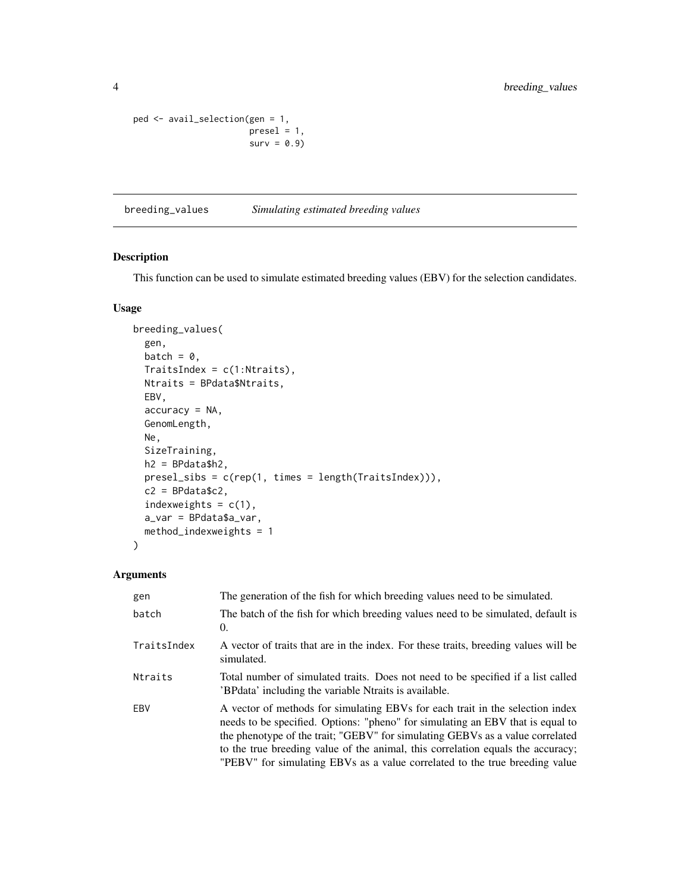```
ped <- avail_selection(gen = 1,
                       presel = 1,
                       surv = 0.9)
```

## breeding_values *Simulating estimated breeding values*

### Description

This function can be used to simulate estimated breeding values (EBV) for the selection candidates.

### Usage

```
breeding_values(
  gen,
  batch = 0,
  TraitsIndex = c(1:Ntraits),
  Ntraits = BPdata$Ntraits,
  EBV,
  accuracy = NA,
  GenomLength,
  Ne,
  SizeTraining,
  h2 = BPdata$h2,
  presel_sibs = c(rep(1, times = length(TraitsIndex))),
  c2 = BPdata$c2,
  indexweights = c(1),
  a_var = BPdata$a_var,
  method_indexweights = 1
)
```

### Arguments

| | |
|---|---|
| gen | The generation of the fish for which breeding values need to be simulated. |
| batch | The batch of the fish for which breeding values need to be simulated, default is 0. |
| TraitsIndex | A vector of traits that are in the index. For these traits, breeding values will be simulated. |
| Ntraits | Total number of simulated traits. Does not need to be specified if a list called 'BPdata' including the variable Ntraits is available. |
| EBV | A vector of methods for simulating EBVs for each trait in the selection index needs to be specified. Options: "pheno" for simulating an EBV that is equal to the phenotype of the trait; "GEBV" for simulating GEBVs as a value correlated to the true breeding value of the animal, this correlation equals the accuracy; "PEBV" for simulating EBVs as a value correlated to the true breeding value |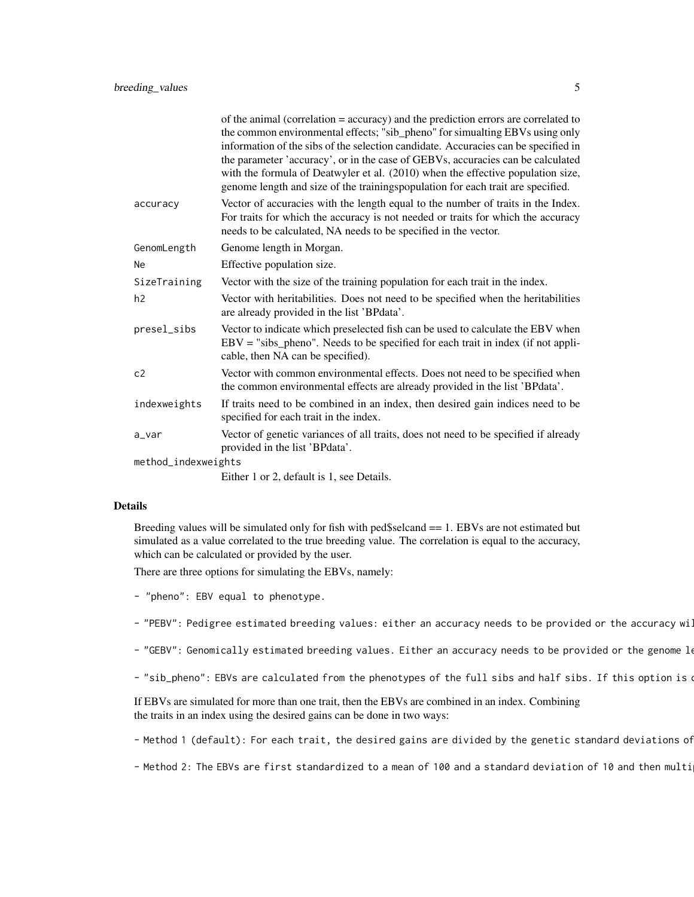of the animal (correlation = accuracy) and the prediction errors are correlated to the common environmental effects; "sib_pheno" for simualting EBVs using only information of the sibs of the selection candidate. Accuracies can be specified in the parameter 'accuracy', or in the case of GEBVs, accuracies can be calculated with the formula of Deatwyler et al. (2010) when the effective population size, genome length and size of the trainingspopulation for each trait are specified.

| | |
|---|---|
| accuracy | Vector of accuracies with the length equal to the number of traits in the Index. For traits for which the accuracy is not needed or traits for which the accuracy needs to be calculated, NA needs to be specified in the vector. |
| GenomLength | Genome length in Morgan. |
| Ne | Effective population size. |
| SizeTraining | Vector with the size of the training population for each trait in the index. |
| h2 | Vector with heritabilities. Does not need to be specified when the heritabilities are already provided in the list 'BPdata'. |
| presel_sibs | Vector to indicate which preselected fish can be used to calculate the EBV when EBV = "sibs_pheno". Needs to be specified for each trait in index (if not applicable, then NA can be specified). |
| c2 | Vector with common environmental effects. Does not need to be specified when the common environmental effects are already provided in the list 'BPdata'. |
| indexweights | If traits need to be combined in an index, then desired gain indices need to be specified for each trait in the index. |
| a_var | Vector of genetic variances of all traits, does not need to be specified if already provided in the list 'BPdata'. |
| method_indexweights | Either 1 or 2, default is 1, see Details. |

## Details

Breeding values will be simulated only for fish with ped$selcand == 1. EBVs are not estimated but simulated as a value correlated to the true breeding value. The correlation is equal to the accuracy, which can be calculated or provided by the user.

There are three options for simulating the EBVs, namely:

```
- "pheno": EBV equal to phenotype.

- "PEBV": Pedigree estimated breeding values: either an accuracy needs to be provided or the accuracy wil

- "GEBV": Genomically estimated breeding values. Either an accuracy needs to be provided or the genome le

- "sib_pheno": EBVs are calculated from the phenotypes of the full sibs and half sibs. If this option is c
```

If EBVs are simulated for more than one trait, then the EBVs are combined in an index. Combining the traits in an index using the desired gains can be done in two ways:

```
- Method 1 (default): For each trait, the desired gains are divided by the genetic standard deviations of

- Method 2: The EBVs are first standardized to a mean of 100 and a standard deviation of 10 and then multi
```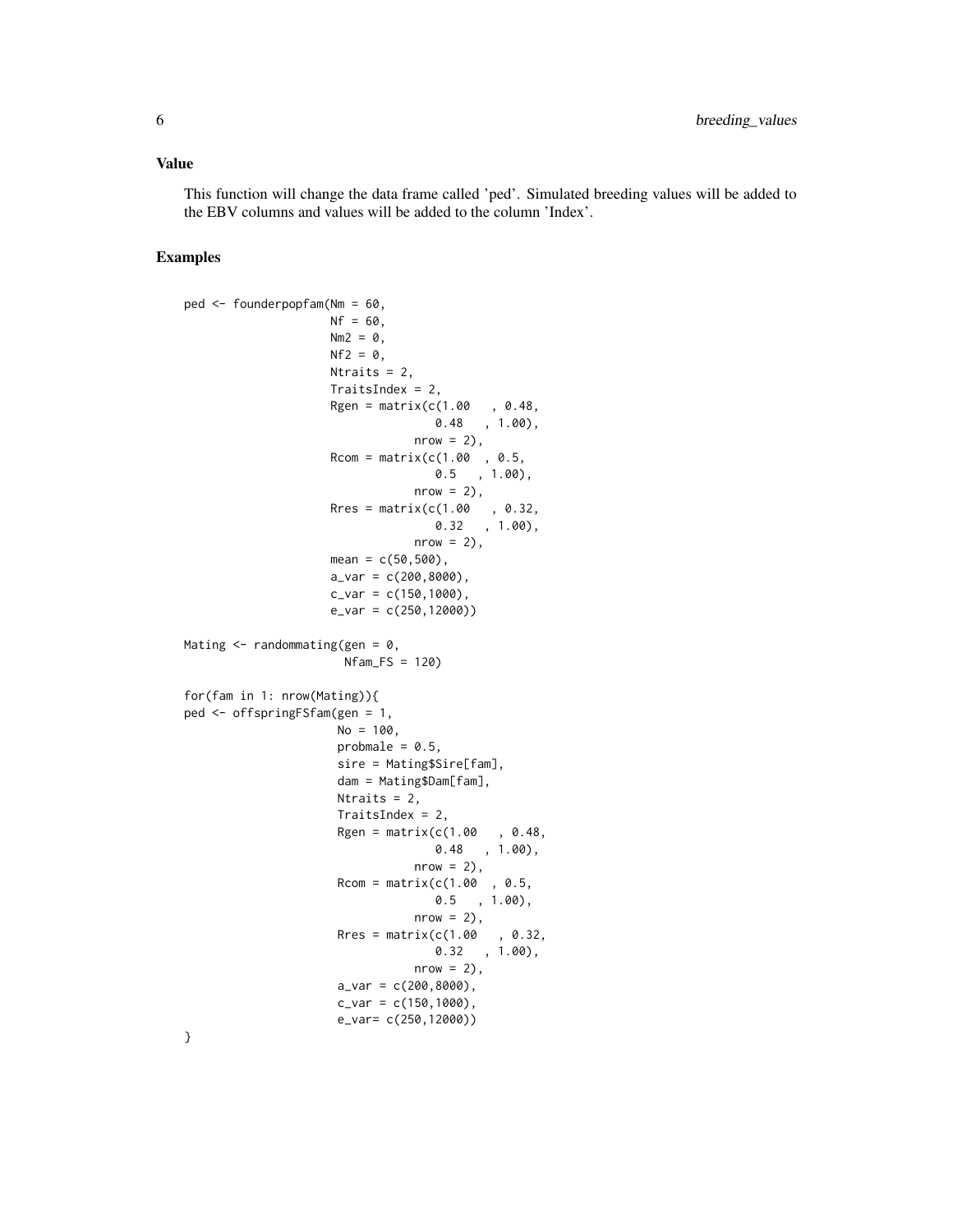## Value

This function will change the data frame called 'ped'. Simulated breeding values will be added to the EBV columns and values will be added to the column 'Index'.

## Examples

```
ped <- founderpopfam(Nm = 60,
                     Nf = 60,
                     Nm2 = 0,
                     Nf2 = 0,
                     Ntraits = 2,
                     TraitsIndex = 2,
                     Rgen = matrix(c(1.00   , 0.48,
                                     0.48   , 1.00),
                                   nrow = 2),
                     Rcom = matrix(c(1.00  , 0.5,
                                     0.5   , 1.00),
                                   nrow = 2),
                     Rres = matrix(c(1.00   , 0.32,
                                     0.32   , 1.00),
                                   nrow = 2),
                     mean = c(50,500),
                     a_var = c(200,8000),
                     c_var = c(150,1000),
                     e_var = c(250,12000))

Mating <- randommating(gen = 0,
                       Nfam_FS = 120)

for(fam in 1: nrow(Mating)){
ped <- offspringFSfam(gen = 1,
                      No = 100,
                      probmale = 0.5,
                      sire = Mating$Sire[fam],
                      dam = Mating$Dam[fam],
                      Ntraits = 2,
                      TraitsIndex = 2,
                      Rgen = matrix(c(1.00   , 0.48,
                                      0.48   , 1.00),
                                    nrow = 2),
                      Rcom = matrix(c(1.00  , 0.5,
                                      0.5   , 1.00),
                                    nrow = 2),
                      Rres = matrix(c(1.00   , 0.32,
                                      0.32   , 1.00),
                                    nrow = 2),
                      a_var = c(200,8000),
                      c_var = c(150,1000),
                      e_var= c(250,12000))
}
```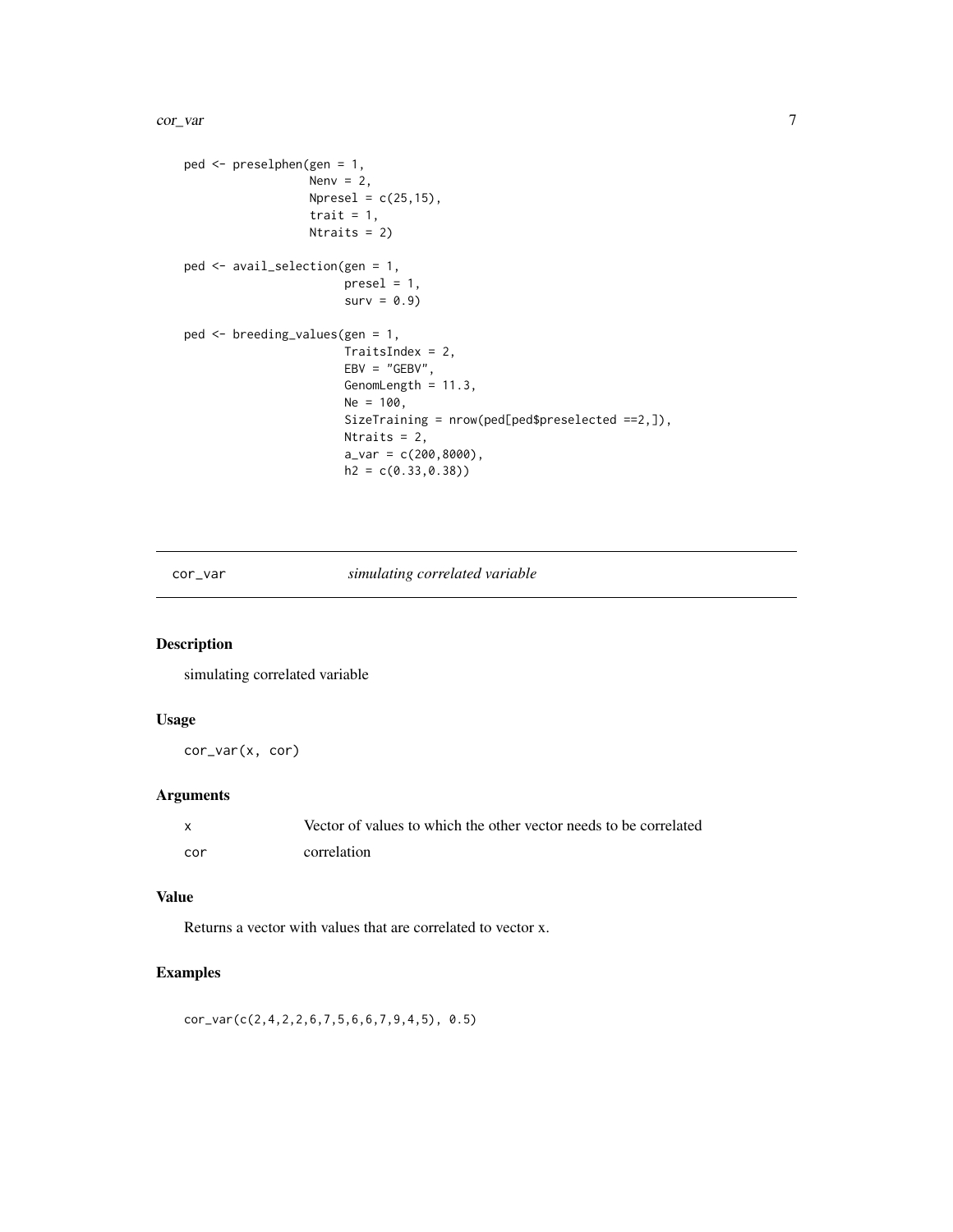```
ped <- preselphen(gen = 1,
                  Nenv = 2,
                  Npresel = c(25,15),
                  trait = 1,
                  Ntraits = 2)

ped <- avail_selection(gen = 1,
                       presel = 1,
                       surv = 0.9)

ped <- breeding_values(gen = 1,
                       TraitsIndex = 2,
                       EBV = "GEBV",
                       GenomLength = 11.3,
                       Ne = 100,
                       SizeTraining = nrow(ped[ped$preselected ==2,]),
                       Ntraits = 2,
                       a_var = c(200,8000),
                       h2 = c(0.33,0.38))
```

---

## cor_var *simulating correlated variable*

### Description

simulating correlated variable

### Usage

```
cor_var(x, cor)
```

### Arguments

| | |
|---|---|
| x | Vector of values to which the other vector needs to be correlated |
| cor | correlation |

### Value

Returns a vector with values that are correlated to vector x.

### Examples

```
cor_var(c(2,4,2,2,6,7,5,6,6,7,9,4,5), 0.5)
```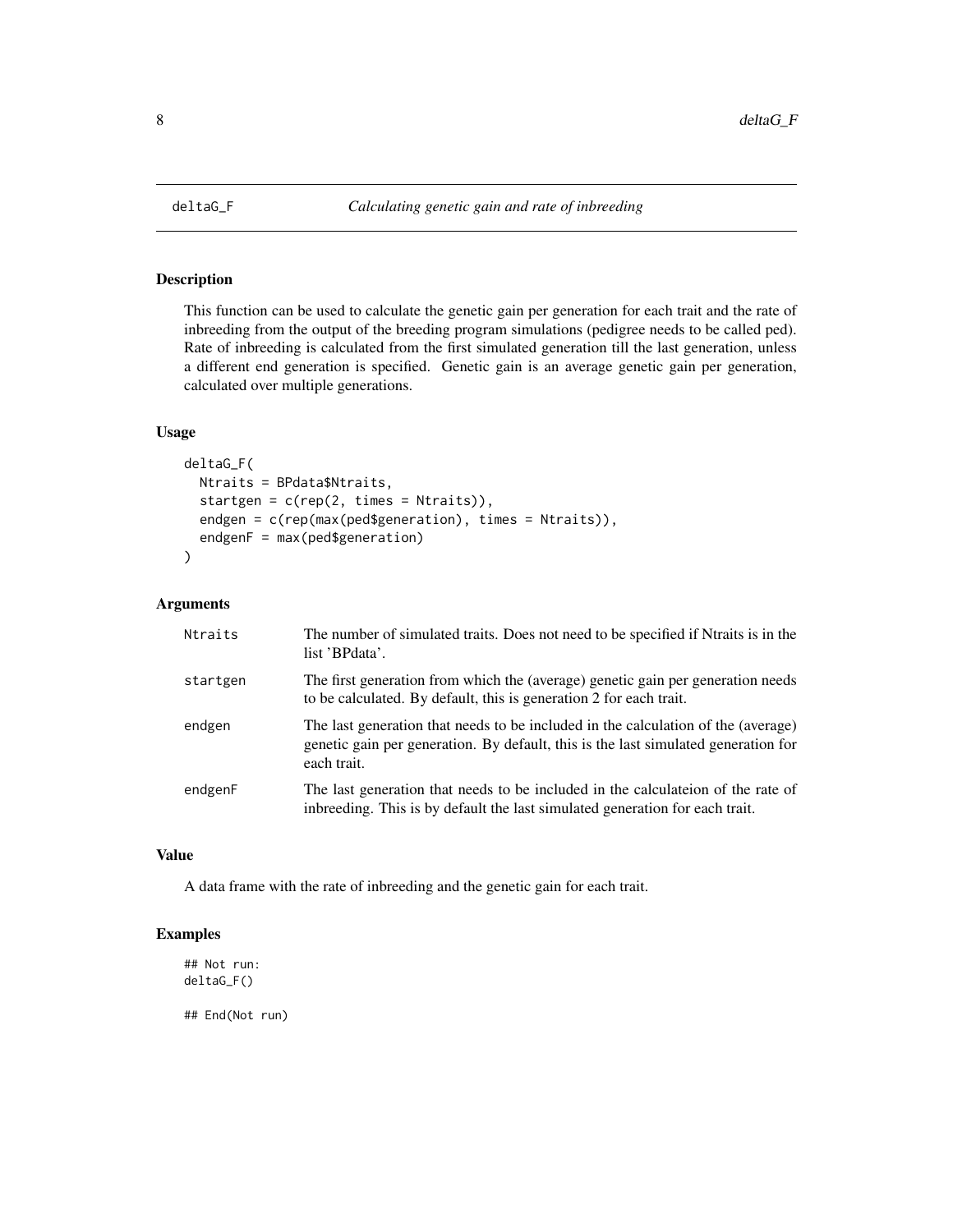# deltaG_F — *Calculating genetic gain and rate of inbreeding*

## Description

This function can be used to calculate the genetic gain per generation for each trait and the rate of inbreeding from the output of the breeding program simulations (pedigree needs to be called ped). Rate of inbreeding is calculated from the first simulated generation till the last generation, unless a different end generation is specified. Genetic gain is an average genetic gain per generation, calculated over multiple generations.

## Usage

```
deltaG_F(
  Ntraits = BPdata$Ntraits,
  startgen = c(rep(2, times = Ntraits)),
  endgen = c(rep(max(ped$generation), times = Ntraits)),
  endgenF = max(ped$generation)
)
```

## Arguments

| | |
|---|---|
| Ntraits | The number of simulated traits. Does not need to be specified if Ntraits is in the list 'BPdata'. |
| startgen | The first generation from which the (average) genetic gain per generation needs to be calculated. By default, this is generation 2 for each trait. |
| endgen | The last generation that needs to be included in the calculation of the (average) genetic gain per generation. By default, this is the last simulated generation for each trait. |
| endgenF | The last generation that needs to be included in the calculateion of the rate of inbreeding. This is by default the last simulated generation for each trait. |

## Value

A data frame with the rate of inbreeding and the genetic gain for each trait.

## Examples

```
## Not run:
deltaG_F()

## End(Not run)
```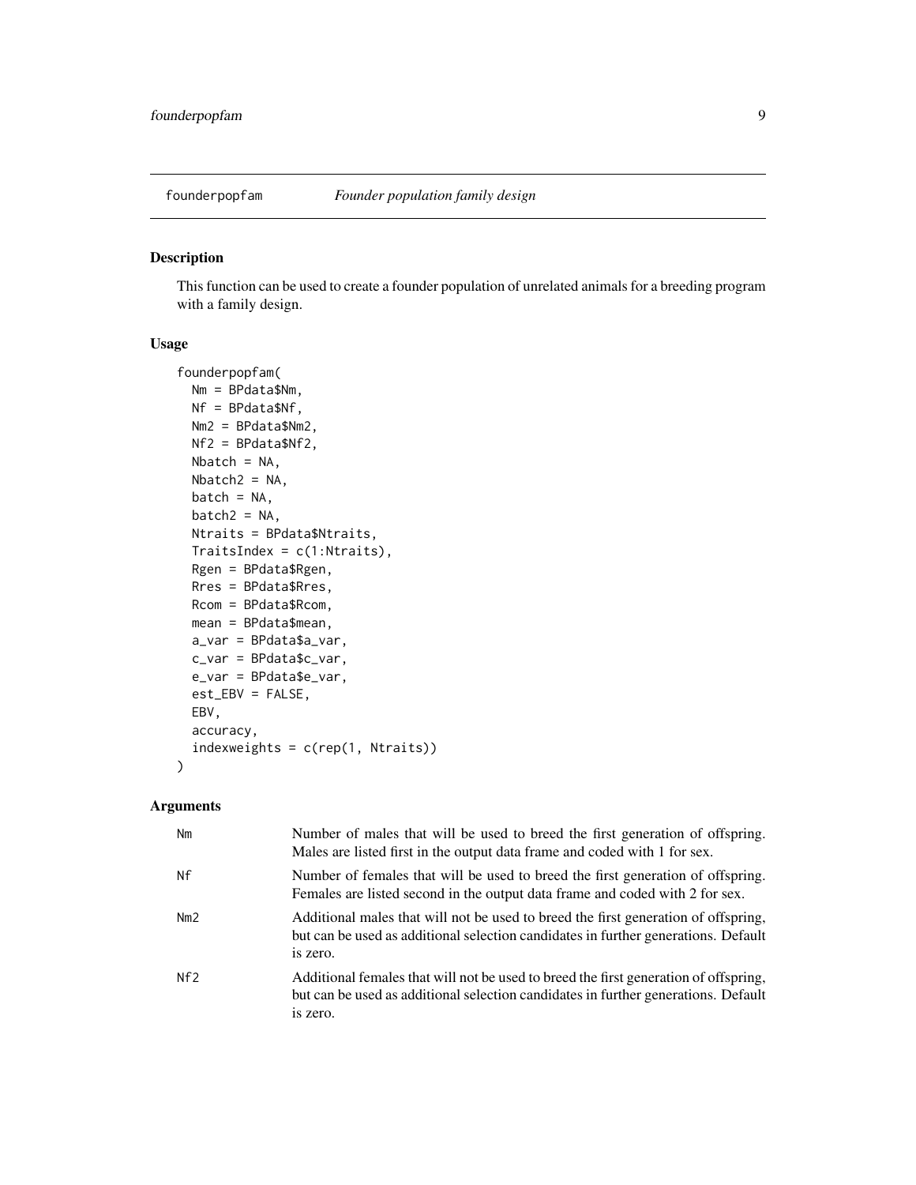## founderpopfam — *Founder population family design*

### Description

This function can be used to create a founder population of unrelated animals for a breeding program with a family design.

### Usage

```
founderpopfam(
  Nm = BPdata$Nm,
  Nf = BPdata$Nf,
  Nm2 = BPdata$Nm2,
  Nf2 = BPdata$Nf2,
  Nbatch = NA,
  Nbatch2 = NA,
  batch = NA,
  batch2 = NA,
  Ntraits = BPdata$Ntraits,
  TraitsIndex = c(1:Ntraits),
  Rgen = BPdata$Rgen,
  Rres = BPdata$Rres,
  Rcom = BPdata$Rcom,
  mean = BPdata$mean,
  a_var = BPdata$a_var,
  c_var = BPdata$c_var,
  e_var = BPdata$e_var,
  est_EBV = FALSE,
  EBV,
  accuracy,
  indexweights = c(rep(1, Ntraits))
)
```

### Arguments

| | |
|---|---|
| Nm | Number of males that will be used to breed the first generation of offspring. Males are listed first in the output data frame and coded with 1 for sex. |
| Nf | Number of females that will be used to breed the first generation of offspring. Females are listed second in the output data frame and coded with 2 for sex. |
| Nm2 | Additional males that will not be used to breed the first generation of offspring, but can be used as additional selection candidates in further generations. Default is zero. |
| Nf2 | Additional females that will not be used to breed the first generation of offspring, but can be used as additional selection candidates in further generations. Default is zero. |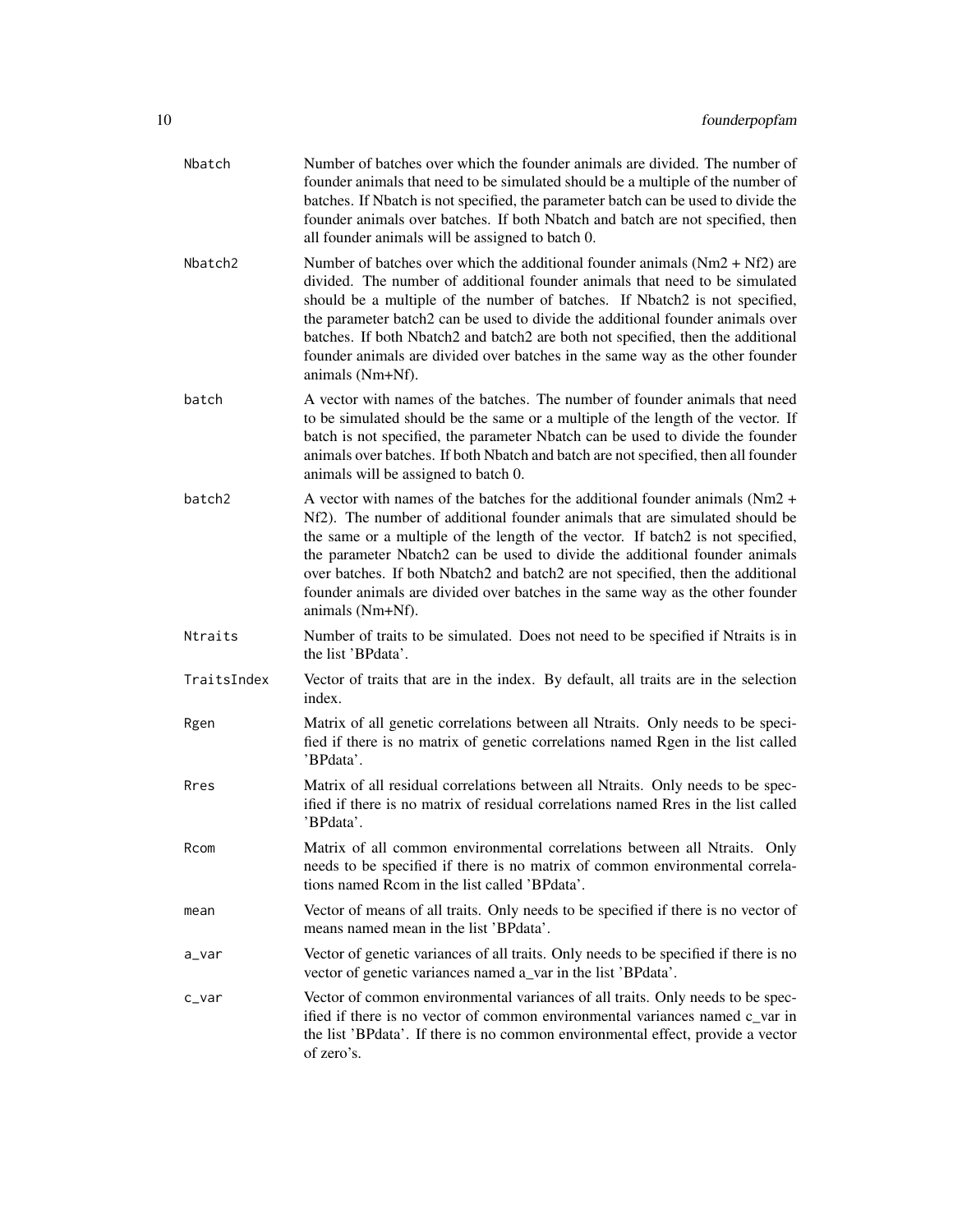| | |
|---|---|
| Nbatch | Number of batches over which the founder animals are divided. The number of founder animals that need to be simulated should be a multiple of the number of batches. If Nbatch is not specified, the parameter batch can be used to divide the founder animals over batches. If both Nbatch and batch are not specified, then all founder animals will be assigned to batch 0. |
| Nbatch2 | Number of batches over which the additional founder animals (Nm2 + Nf2) are divided. The number of additional founder animals that need to be simulated should be a multiple of the number of batches. If Nbatch2 is not specified, the parameter batch2 can be used to divide the additional founder animals over batches. If both Nbatch2 and batch2 are both not specified, then the additional founder animals are divided over batches in the same way as the other founder animals (Nm+Nf). |
| batch | A vector with names of the batches. The number of founder animals that need to be simulated should be the same or a multiple of the length of the vector. If batch is not specified, the parameter Nbatch can be used to divide the founder animals over batches. If both Nbatch and batch are not specified, then all founder animals will be assigned to batch 0. |
| batch2 | A vector with names of the batches for the additional founder animals (Nm2 + Nf2). The number of additional founder animals that are simulated should be the same or a multiple of the length of the vector. If batch2 is not specified, the parameter Nbatch2 can be used to divide the additional founder animals over batches. If both Nbatch2 and batch2 are not specified, then the additional founder animals are divided over batches in the same way as the other founder animals (Nm+Nf). |
| Ntraits | Number of traits to be simulated. Does not need to be specified if Ntraits is in the list 'BPdata'. |
| TraitsIndex | Vector of traits that are in the index. By default, all traits are in the selection index. |
| Rgen | Matrix of all genetic correlations between all Ntraits. Only needs to be specified if there is no matrix of genetic correlations named Rgen in the list called 'BPdata'. |
| Rres | Matrix of all residual correlations between all Ntraits. Only needs to be specified if there is no matrix of residual correlations named Rres in the list called 'BPdata'. |
| Rcom | Matrix of all common environmental correlations between all Ntraits. Only needs to be specified if there is no matrix of common environmental correlations named Rcom in the list called 'BPdata'. |
| mean | Vector of means of all traits. Only needs to be specified if there is no vector of means named mean in the list 'BPdata'. |
| a_var | Vector of genetic variances of all traits. Only needs to be specified if there is no vector of genetic variances named a_var in the list 'BPdata'. |
| c_var | Vector of common environmental variances of all traits. Only needs to be specified if there is no vector of common environmental variances named c_var in the list 'BPdata'. If there is no common environmental effect, provide a vector of zero's. |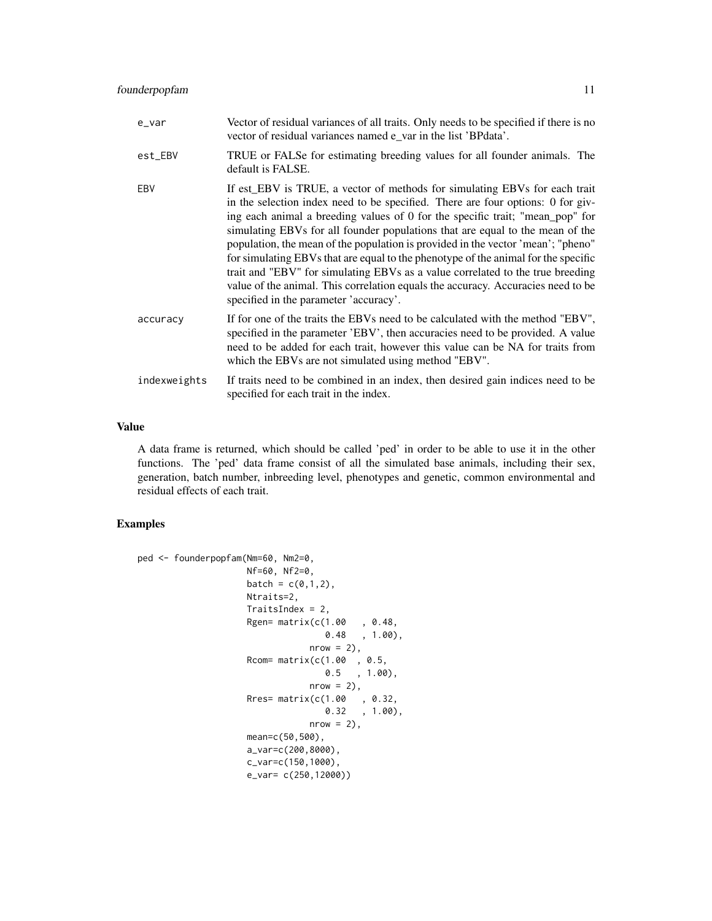| | |
|---|---|
| e_var | Vector of residual variances of all traits. Only needs to be specified if there is no vector of residual variances named e_var in the list 'BPdata'. |
| est_EBV | TRUE or FALSe for estimating breeding values for all founder animals. The default is FALSE. |
| EBV | If est_EBV is TRUE, a vector of methods for simulating EBVs for each trait in the selection index need to be specified. There are four options: 0 for giving each animal a breeding values of 0 for the specific trait; "mean_pop" for simulating EBVs for all founder populations that are equal to the mean of the population, the mean of the population is provided in the vector 'mean'; "pheno" for simulating EBVs that are equal to the phenotype of the animal for the specific trait and "EBV" for simulating EBVs as a value correlated to the true breeding value of the animal. This correlation equals the accuracy. Accuracies need to be specified in the parameter 'accuracy'. |
| accuracy | If for one of the traits the EBVs need to be calculated with the method "EBV", specified in the parameter 'EBV', then accuracies need to be provided. A value need to be added for each trait, however this value can be NA for traits from which the EBVs are not simulated using method "EBV". |
| indexweights | If traits need to be combined in an index, then desired gain indices need to be specified for each trait in the index. |

## Value

A data frame is returned, which should be called 'ped' in order to be able to use it in the other functions. The 'ped' data frame consist of all the simulated base animals, including their sex, generation, batch number, inbreeding level, phenotypes and genetic, common environmental and residual effects of each trait.

## Examples

```
ped <- founderpopfam(Nm=60, Nm2=0,
                    Nf=60, Nf2=0,
                    batch = c(0,1,2),
                    Ntraits=2,
                    TraitsIndex = 2,
                    Rgen= matrix(c(1.00   , 0.48,
                                   0.48   , 1.00),
                                nrow = 2),
                    Rcom= matrix(c(1.00  , 0.5,
                                   0.5   , 1.00),
                                nrow = 2),
                    Rres= matrix(c(1.00   , 0.32,
                                   0.32   , 1.00),
                                nrow = 2),
                    mean=c(50,500),
                    a_var=c(200,8000),
                    c_var=c(150,1000),
                    e_var= c(250,12000))
```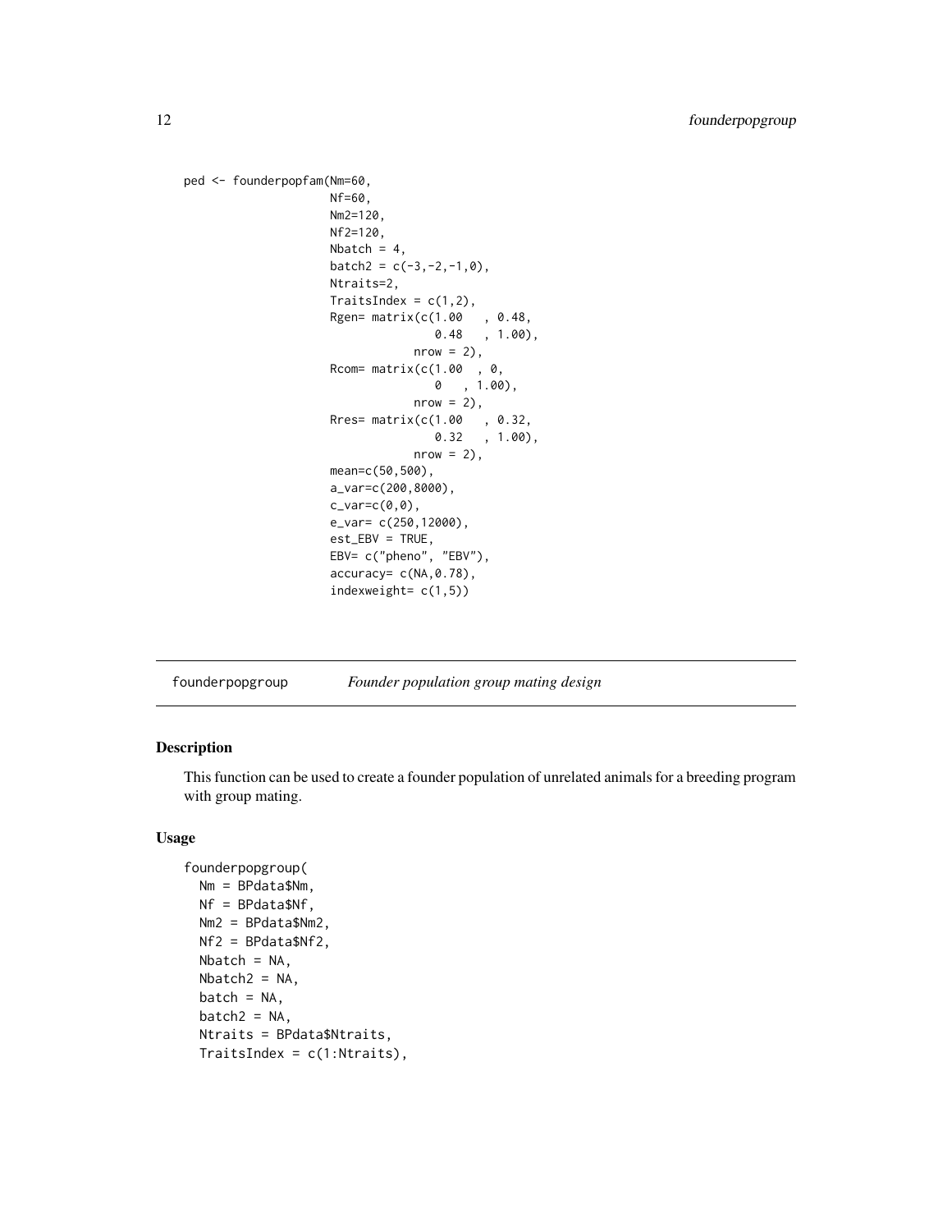```
ped <- founderpopfam(Nm=60,
                     Nf=60,
                     Nm2=120,
                     Nf2=120,
                     Nbatch = 4,
                     batch2 = c(-3,-2,-1,0),
                     Ntraits=2,
                     TraitsIndex = c(1,2),
                     Rgen= matrix(c(1.00   , 0.48,
                                   0.48   , 1.00),
                                 nrow = 2),
                     Rcom= matrix(c(1.00  , 0,
                                   0   , 1.00),
                                 nrow = 2),
                     Rres= matrix(c(1.00   , 0.32,
                                   0.32   , 1.00),
                                 nrow = 2),
                     mean=c(50,500),
                     a_var=c(200,8000),
                     c_var=c(0,0),
                     e_var= c(250,12000),
                     est_EBV = TRUE,
                     EBV= c("pheno", "EBV"),
                     accuracy= c(NA,0.78),
                     indexweight= c(1,5))
```

## founderpopgroup — *Founder population group mating design*

### Description

This function can be used to create a founder population of unrelated animals for a breeding program with group mating.

### Usage

```
founderpopgroup(
  Nm = BPdata$Nm,
  Nf = BPdata$Nf,
  Nm2 = BPdata$Nm2,
  Nf2 = BPdata$Nf2,
  Nbatch = NA,
  Nbatch2 = NA,
  batch = NA,
  batch2 = NA,
  Ntraits = BPdata$Ntraits,
  TraitsIndex = c(1:Ntraits),
```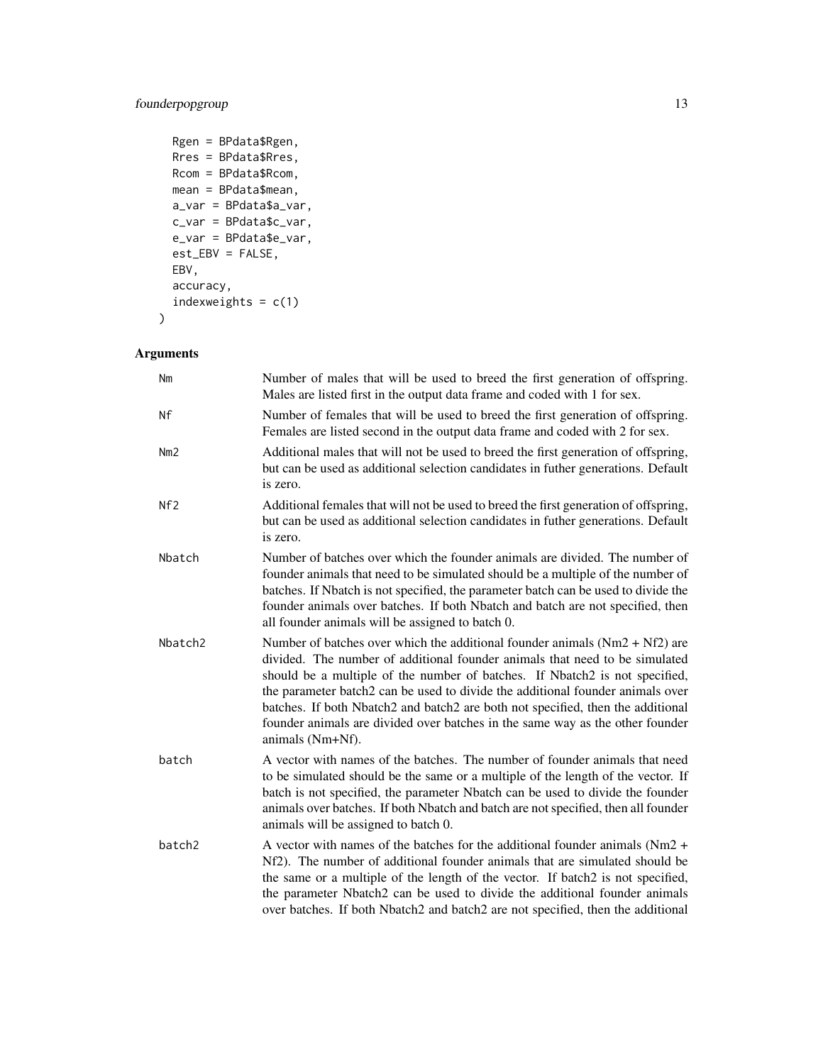```
  Rgen = BPdata$Rgen,
  Rres = BPdata$Rres,
  Rcom = BPdata$Rcom,
  mean = BPdata$mean,
  a_var = BPdata$a_var,
  c_var = BPdata$c_var,
  e_var = BPdata$e_var,
  est_EBV = FALSE,
  EBV,
  accuracy,
  indexweights = c(1)
)
```

## Arguments

| | |
|---|---|
| Nm | Number of males that will be used to breed the first generation of offspring. Males are listed first in the output data frame and coded with 1 for sex. |
| Nf | Number of females that will be used to breed the first generation of offspring. Females are listed second in the output data frame and coded with 2 for sex. |
| Nm2 | Additional males that will not be used to breed the first generation of offspring, but can be used as additional selection candidates in futher generations. Default is zero. |
| Nf2 | Additional females that will not be used to breed the first generation of offspring, but can be used as additional selection candidates in futher generations. Default is zero. |
| Nbatch | Number of batches over which the founder animals are divided. The number of founder animals that need to be simulated should be a multiple of the number of batches. If Nbatch is not specified, the parameter batch can be used to divide the founder animals over batches. If both Nbatch and batch are not specified, then all founder animals will be assigned to batch 0. |
| Nbatch2 | Number of batches over which the additional founder animals (Nm2 + Nf2) are divided. The number of additional founder animals that need to be simulated should be a multiple of the number of batches. If Nbatch2 is not specified, the parameter batch2 can be used to divide the additional founder animals over batches. If both Nbatch2 and batch2 are both not specified, then the additional founder animals are divided over batches in the same way as the other founder animals (Nm+Nf). |
| batch | A vector with names of the batches. The number of founder animals that need to be simulated should be the same or a multiple of the length of the vector. If batch is not specified, the parameter Nbatch can be used to divide the founder animals over batches. If both Nbatch and batch are not specified, then all founder animals will be assigned to batch 0. |
| batch2 | A vector with names of the batches for the additional founder animals (Nm2 + Nf2). The number of additional founder animals that are simulated should be the same or a multiple of the length of the vector. If batch2 is not specified, the parameter Nbatch2 can be used to divide the additional founder animals over batches. If both Nbatch2 and batch2 are not specified, then the additional |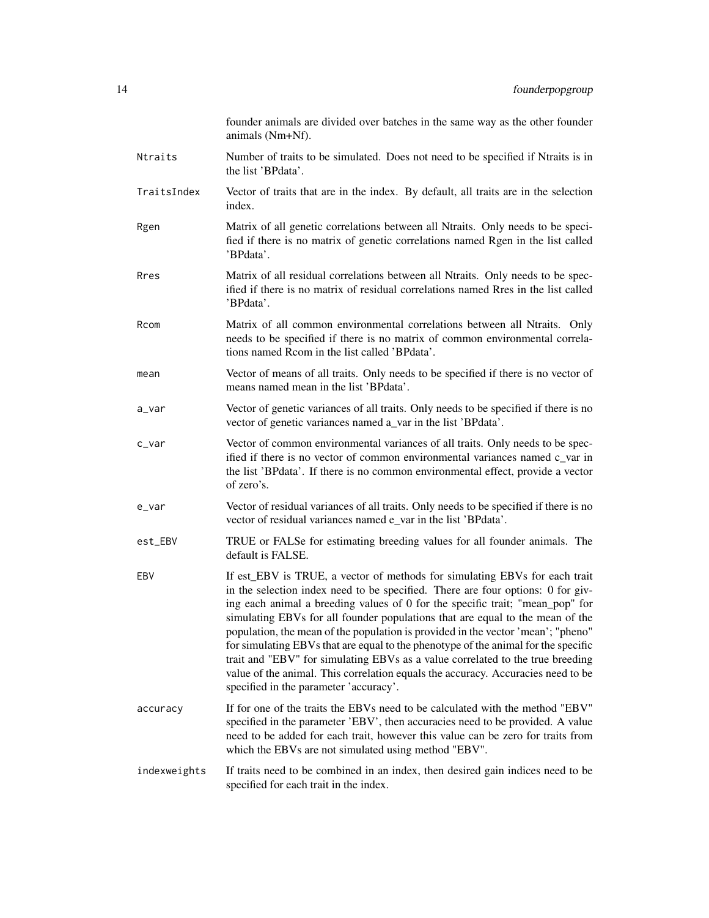founder animals are divided over batches in the same way as the other founder animals (Nm+Nf).

| | |
|---|---|
| `Ntraits` | Number of traits to be simulated. Does not need to be specified if Ntraits is in the list 'BPdata'. |
| `TraitsIndex` | Vector of traits that are in the index. By default, all traits are in the selection index. |
| `Rgen` | Matrix of all genetic correlations between all Ntraits. Only needs to be specified if there is no matrix of genetic correlations named Rgen in the list called 'BPdata'. |
| `Rres` | Matrix of all residual correlations between all Ntraits. Only needs to be specified if there is no matrix of residual correlations named Rres in the list called 'BPdata'. |
| `Rcom` | Matrix of all common environmental correlations between all Ntraits. Only needs to be specified if there is no matrix of common environmental correlations named Rcom in the list called 'BPdata'. |
| `mean` | Vector of means of all traits. Only needs to be specified if there is no vector of means named mean in the list 'BPdata'. |
| `a_var` | Vector of genetic variances of all traits. Only needs to be specified if there is no vector of genetic variances named a_var in the list 'BPdata'. |
| `c_var` | Vector of common environmental variances of all traits. Only needs to be specified if there is no vector of common environmental variances named c_var in the list 'BPdata'. If there is no common environmental effect, provide a vector of zero's. |
| `e_var` | Vector of residual variances of all traits. Only needs to be specified if there is no vector of residual variances named e_var in the list 'BPdata'. |
| `est_EBV` | TRUE or FALSe for estimating breeding values for all founder animals. The default is FALSE. |
| `EBV` | If est_EBV is TRUE, a vector of methods for simulating EBVs for each trait in the selection index need to be specified. There are four options: 0 for giving each animal a breeding values of 0 for the specific trait; "mean_pop" for simulating EBVs for all founder populations that are equal to the mean of the population, the mean of the population is provided in the vector 'mean'; "pheno" for simulating EBVs that are equal to the phenotype of the animal for the specific trait and "EBV" for simulating EBVs as a value correlated to the true breeding value of the animal. This correlation equals the accuracy. Accuracies need to be specified in the parameter 'accuracy'. |
| `accuracy` | If for one of the traits the EBVs need to be calculated with the method "EBV" specified in the parameter 'EBV', then accuracies need to be provided. A value need to be added for each trait, however this value can be zero for traits from which the EBVs are not simulated using method "EBV". |
| `indexweights` | If traits need to be combined in an index, then desired gain indices need to be specified for each trait in the index. |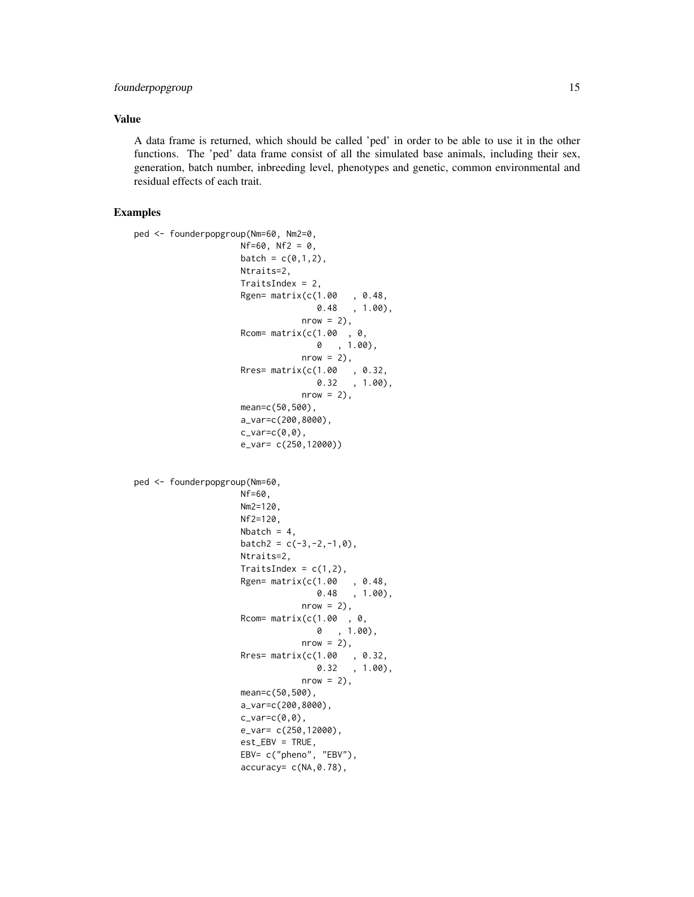### Value

A data frame is returned, which should be called 'ped' in order to be able to use it in the other functions. The 'ped' data frame consist of all the simulated base animals, including their sex, generation, batch number, inbreeding level, phenotypes and genetic, common environmental and residual effects of each trait.

### Examples

```
ped <- founderpopgroup(Nm=60, Nm2=0,
                    Nf=60, Nf2 = 0,
                    batch = c(0,1,2),
                    Ntraits=2,
                    TraitsIndex = 2,
                    Rgen= matrix(c(1.00   , 0.48,
                                   0.48   , 1.00),
                                 nrow = 2),
                    Rcom= matrix(c(1.00  , 0,
                                   0   , 1.00),
                                 nrow = 2),
                    Rres= matrix(c(1.00   , 0.32,
                                   0.32   , 1.00),
                                 nrow = 2),
                    mean=c(50,500),
                    a_var=c(200,8000),
                    c_var=c(0,0),
                    e_var= c(250,12000))


ped <- founderpopgroup(Nm=60,
                    Nf=60,
                    Nm2=120,
                    Nf2=120,
                    Nbatch = 4,
                    batch2 = c(-3,-2,-1,0),
                    Ntraits=2,
                    TraitsIndex = c(1,2),
                    Rgen= matrix(c(1.00   , 0.48,
                                   0.48   , 1.00),
                                 nrow = 2),
                    Rcom= matrix(c(1.00  , 0,
                                   0   , 1.00),
                                 nrow = 2),
                    Rres= matrix(c(1.00   , 0.32,
                                   0.32   , 1.00),
                                 nrow = 2),
                    mean=c(50,500),
                    a_var=c(200,8000),
                    c_var=c(0,0),
                    e_var= c(250,12000),
                    est_EBV = TRUE,
                    EBV= c("pheno", "EBV"),
                    accuracy= c(NA,0.78),
```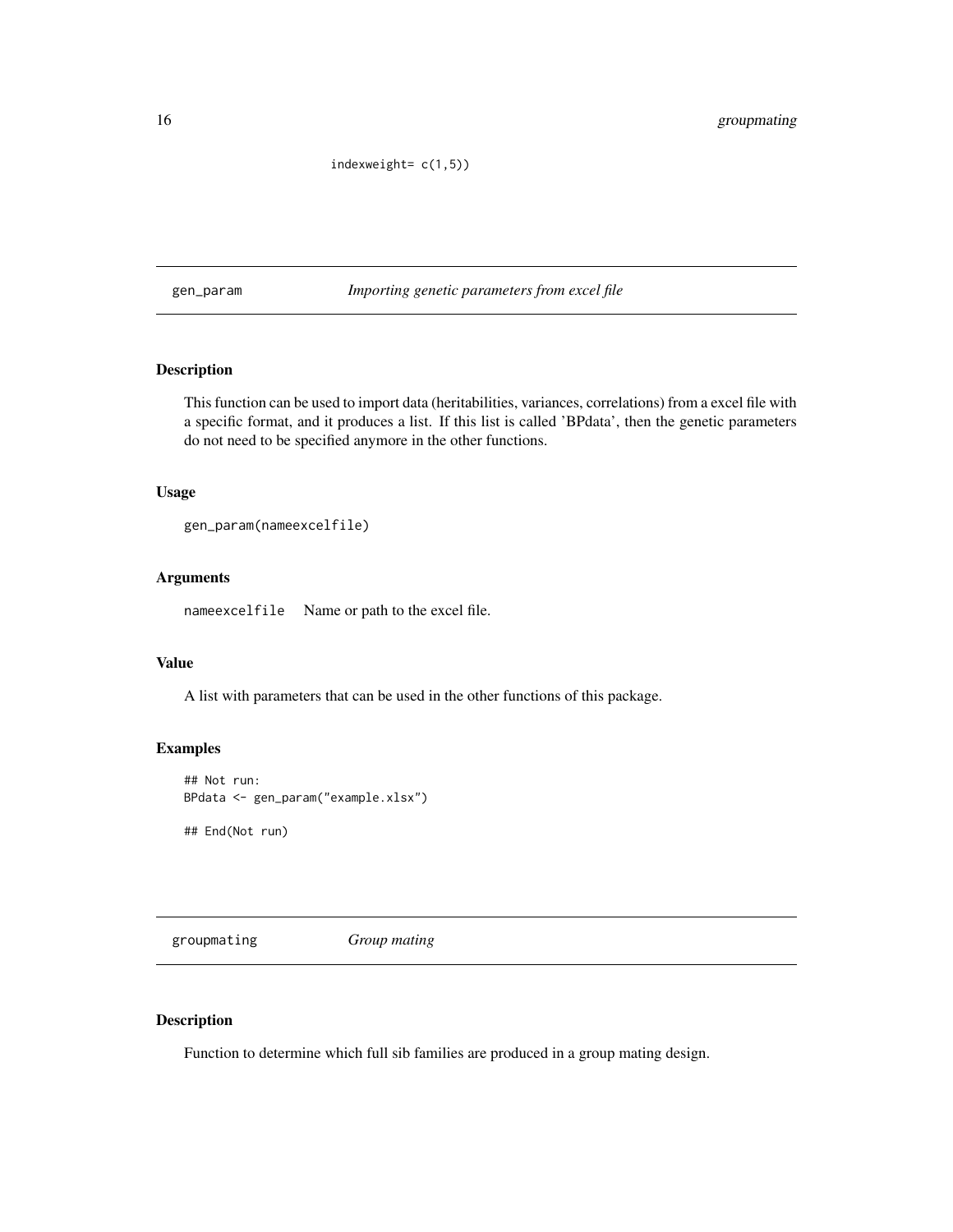```
indexweight= c(1,5))
```

## gen_param    *Importing genetic parameters from excel file*

### Description

This function can be used to import data (heritabilities, variances, correlations) from a excel file with a specific format, and it produces a list. If this list is called 'BPdata', then the genetic parameters do not need to be specified anymore in the other functions.

### Usage

```
gen_param(nameexcelfile)
```

### Arguments

`nameexcelfile` Name or path to the excel file.

### Value

A list with parameters that can be used in the other functions of this package.

### Examples

```
## Not run:
BPdata <- gen_param("example.xlsx")

## End(Not run)
```

## groupmating    *Group mating*

### Description

Function to determine which full sib families are produced in a group mating design.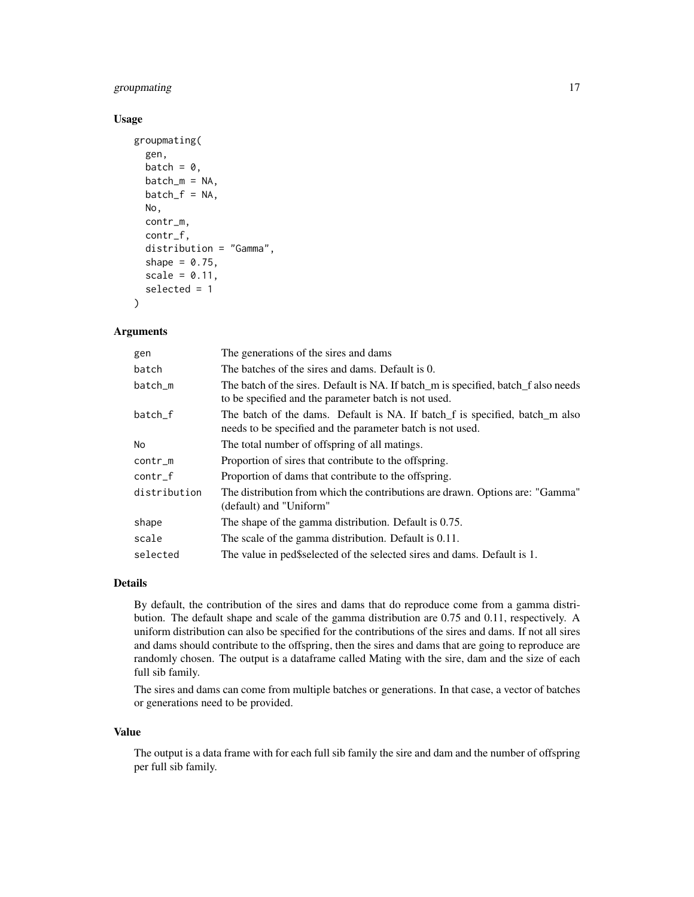### Usage

```
groupmating(
  gen,
  batch = 0,
  batch_m = NA,
  batch_f = NA,
  No,
  contr_m,
  contr_f,
  distribution = "Gamma",
  shape = 0.75,
  scale = 0.11,
  selected = 1
)
```

### Arguments

| | |
|---|---|
| gen | The generations of the sires and dams |
| batch | The batches of the sires and dams. Default is 0. |
| batch_m | The batch of the sires. Default is NA. If batch_m is specified, batch_f also needs to be specified and the parameter batch is not used. |
| batch_f | The batch of the dams. Default is NA. If batch_f is specified, batch_m also needs to be specified and the parameter batch is not used. |
| No | The total number of offspring of all matings. |
| contr_m | Proportion of sires that contribute to the offspring. |
| contr_f | Proportion of dams that contribute to the offspring. |
| distribution | The distribution from which the contributions are drawn. Options are: "Gamma" (default) and "Uniform" |
| shape | The shape of the gamma distribution. Default is 0.75. |
| scale | The scale of the gamma distribution. Default is 0.11. |
| selected | The value in ped$selected of the selected sires and dams. Default is 1. |

### Details

By default, the contribution of the sires and dams that do reproduce come from a gamma distribution. The default shape and scale of the gamma distribution are 0.75 and 0.11, respectively. A uniform distribution can also be specified for the contributions of the sires and dams. If not all sires and dams should contribute to the offspring, then the sires and dams that are going to reproduce are randomly chosen. The output is a dataframe called Mating with the sire, dam and the size of each full sib family.

The sires and dams can come from multiple batches or generations. In that case, a vector of batches or generations need to be provided.

### Value

The output is a data frame with for each full sib family the sire and dam and the number of offspring per full sib family.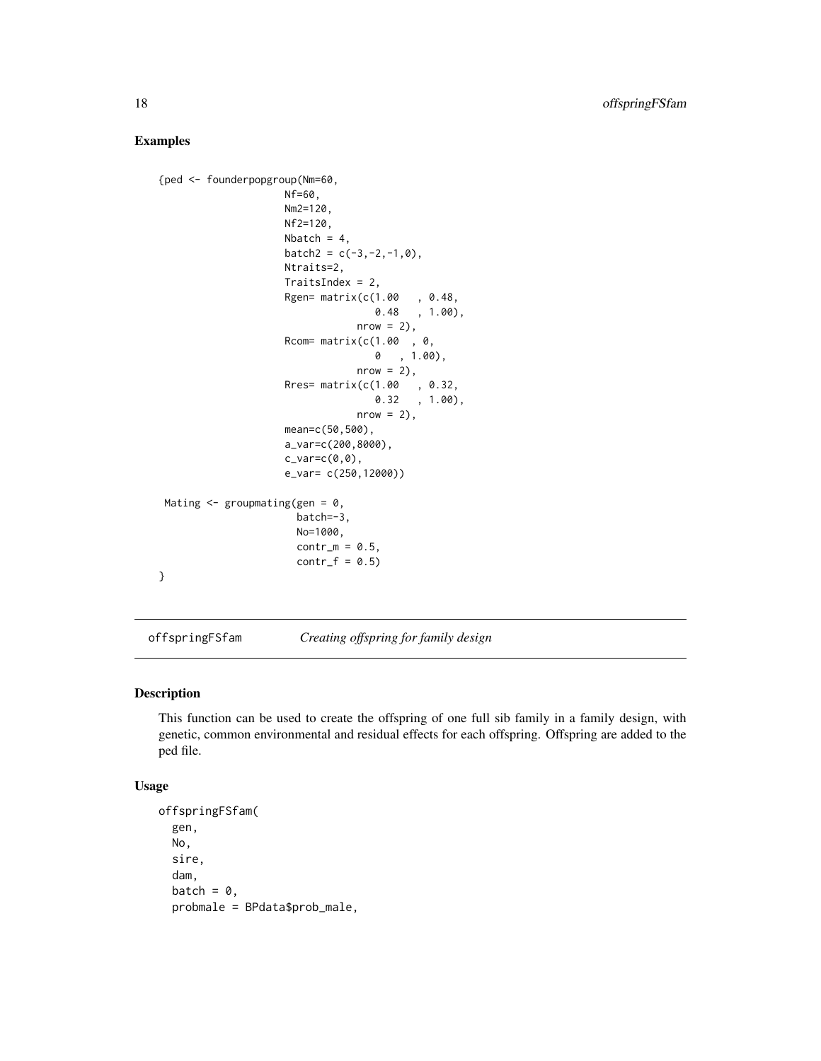## Examples

```
{ped <- founderpopgroup(Nm=60,
                    Nf=60,
                    Nm2=120,
                    Nf2=120,
                    Nbatch = 4,
                    batch2 = c(-3,-2,-1,0),
                    Ntraits=2,
                    TraitsIndex = 2,
                    Rgen= matrix(c(1.00   , 0.48,
                                   0.48   , 1.00),
                                 nrow = 2),
                    Rcom= matrix(c(1.00  , 0,
                                   0   , 1.00),
                                 nrow = 2),
                    Rres= matrix(c(1.00   , 0.32,
                                   0.32   , 1.00),
                                 nrow = 2),
                    mean=c(50,500),
                    a_var=c(200,8000),
                    c_var=c(0,0),
                    e_var= c(250,12000))

 Mating <- groupmating(gen = 0,
                      batch=-3,
                      No=1000,
                      contr_m = 0.5,
                      contr_f = 0.5)
}
```

---

offspringFSfam *Creating offspring for family design*

---

## Description

This function can be used to create the offspring of one full sib family in a family design, with genetic, common environmental and residual effects for each offspring. Offspring are added to the ped file.

## Usage

```
offspringFSfam(
  gen,
  No,
  sire,
  dam,
  batch = 0,
  probmale = BPdata$prob_male,
```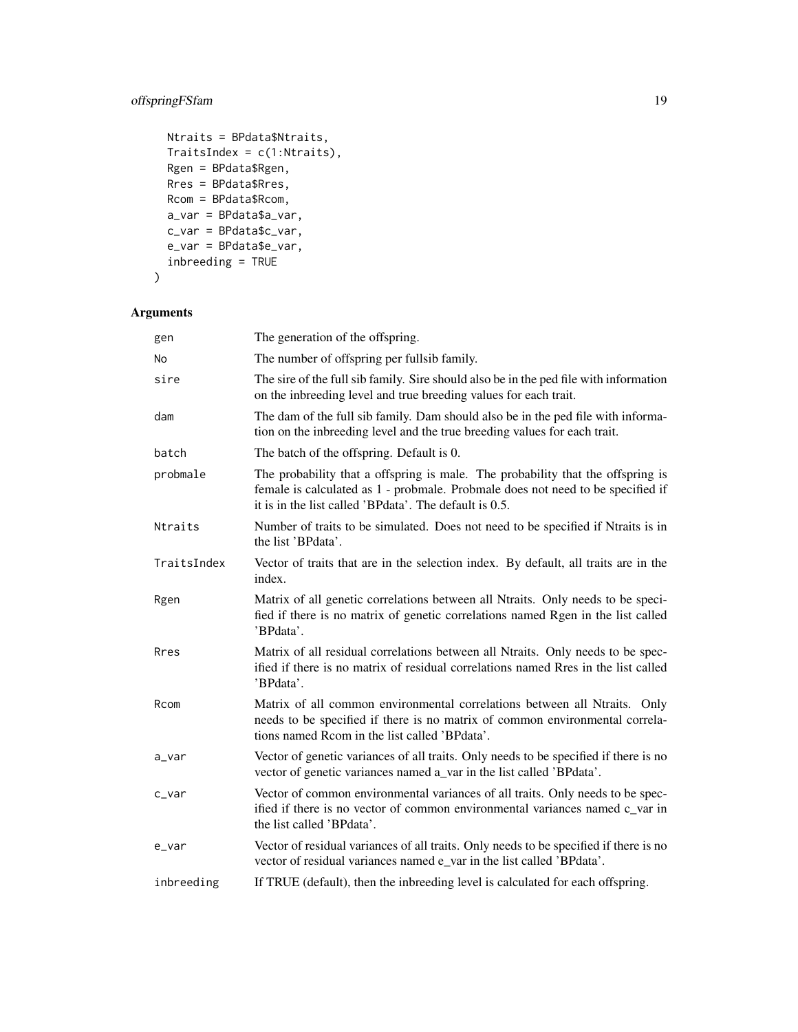```
  Ntraits = BPdata$Ntraits,
  TraitsIndex = c(1:Ntraits),
  Rgen = BPdata$Rgen,
  Rres = BPdata$Rres,
  Rcom = BPdata$Rcom,
  a_var = BPdata$a_var,
  c_var = BPdata$c_var,
  e_var = BPdata$e_var,
  inbreeding = TRUE
)
```

## Arguments

| | |
|---|---|
| gen | The generation of the offspring. |
| No | The number of offspring per fullsib family. |
| sire | The sire of the full sib family. Sire should also be in the ped file with information on the inbreeding level and true breeding values for each trait. |
| dam | The dam of the full sib family. Dam should also be in the ped file with information on the inbreeding level and the true breeding values for each trait. |
| batch | The batch of the offspring. Default is 0. |
| probmale | The probability that a offspring is male. The probability that the offspring is female is calculated as 1 - probmale. Probmale does not need to be specified if it is in the list called 'BPdata'. The default is 0.5. |
| Ntraits | Number of traits to be simulated. Does not need to be specified if Ntraits is in the list 'BPdata'. |
| TraitsIndex | Vector of traits that are in the selection index. By default, all traits are in the index. |
| Rgen | Matrix of all genetic correlations between all Ntraits. Only needs to be specified if there is no matrix of genetic correlations named Rgen in the list called 'BPdata'. |
| Rres | Matrix of all residual correlations between all Ntraits. Only needs to be specified if there is no matrix of residual correlations named Rres in the list called 'BPdata'. |
| Rcom | Matrix of all common environmental correlations between all Ntraits. Only needs to be specified if there is no matrix of common environmental correlations named Rcom in the list called 'BPdata'. |
| a_var | Vector of genetic variances of all traits. Only needs to be specified if there is no vector of genetic variances named a_var in the list called 'BPdata'. |
| c_var | Vector of common environmental variances of all traits. Only needs to be specified if there is no vector of common environmental variances named c_var in the list called 'BPdata'. |
| e_var | Vector of residual variances of all traits. Only needs to be specified if there is no vector of residual variances named e_var in the list called 'BPdata'. |
| inbreeding | If TRUE (default), then the inbreeding level is calculated for each offspring. |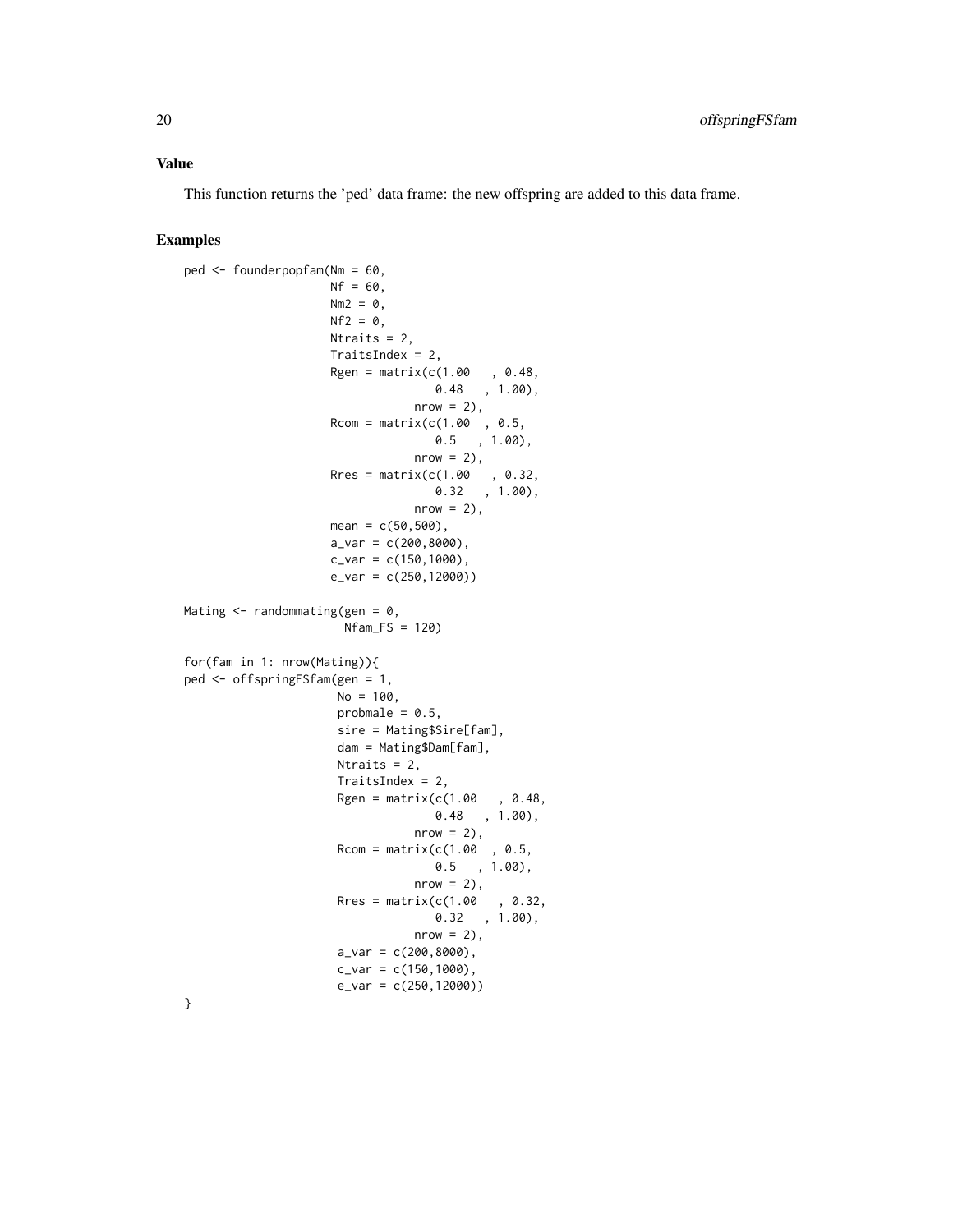## Value

This function returns the 'ped' data frame: the new offspring are added to this data frame.

## Examples

```
ped <- founderpopfam(Nm = 60,
                     Nf = 60,
                     Nm2 = 0,
                     Nf2 = 0,
                     Ntraits = 2,
                     TraitsIndex = 2,
                     Rgen = matrix(c(1.00   , 0.48,
                                    0.48   , 1.00),
                                 nrow = 2),
                     Rcom = matrix(c(1.00  , 0.5,
                                    0.5   , 1.00),
                                 nrow = 2),
                     Rres = matrix(c(1.00   , 0.32,
                                    0.32   , 1.00),
                                 nrow = 2),
                     mean = c(50,500),
                     a_var = c(200,8000),
                     c_var = c(150,1000),
                     e_var = c(250,12000))

Mating <- randommating(gen = 0,
                       Nfam_FS = 120)

for(fam in 1: nrow(Mating)){
ped <- offspringFSfam(gen = 1,
                      No = 100,
                      probmale = 0.5,
                      sire = Mating$Sire[fam],
                      dam = Mating$Dam[fam],
                      Ntraits = 2,
                      TraitsIndex = 2,
                      Rgen = matrix(c(1.00   , 0.48,
                                     0.48   , 1.00),
                                 nrow = 2),
                      Rcom = matrix(c(1.00  , 0.5,
                                     0.5   , 1.00),
                                 nrow = 2),
                      Rres = matrix(c(1.00   , 0.32,
                                     0.32   , 1.00),
                                 nrow = 2),
                      a_var = c(200,8000),
                      c_var = c(150,1000),
                      e_var = c(250,12000))
}
```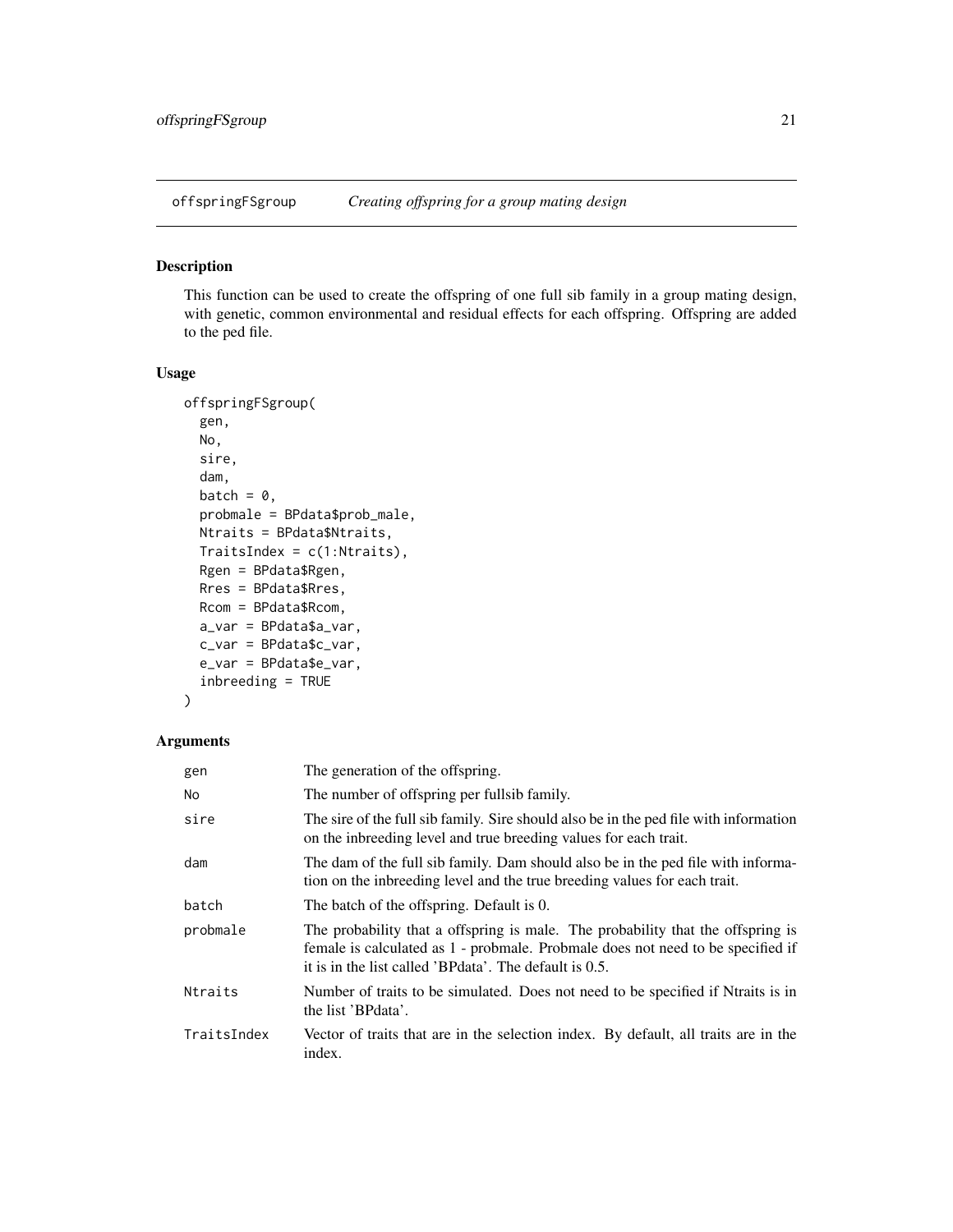## offspringFSgroup *Creating offspring for a group mating design*

### Description

This function can be used to create the offspring of one full sib family in a group mating design, with genetic, common environmental and residual effects for each offspring. Offspring are added to the ped file.

### Usage

```
offspringFSgroup(
  gen,
  No,
  sire,
  dam,
  batch = 0,
  probmale = BPdata$prob_male,
  Ntraits = BPdata$Ntraits,
  TraitsIndex = c(1:Ntraits),
  Rgen = BPdata$Rgen,
  Rres = BPdata$Rres,
  Rcom = BPdata$Rcom,
  a_var = BPdata$a_var,
  c_var = BPdata$c_var,
  e_var = BPdata$e_var,
  inbreeding = TRUE
)
```

### Arguments

| | |
|---|---|
| gen | The generation of the offspring. |
| No | The number of offspring per fullsib family. |
| sire | The sire of the full sib family. Sire should also be in the ped file with information on the inbreeding level and true breeding values for each trait. |
| dam | The dam of the full sib family. Dam should also be in the ped file with information on the inbreeding level and the true breeding values for each trait. |
| batch | The batch of the offspring. Default is 0. |
| probmale | The probability that a offspring is male. The probability that the offspring is female is calculated as 1 - probmale. Probmale does not need to be specified if it is in the list called 'BPdata'. The default is 0.5. |
| Ntraits | Number of traits to be simulated. Does not need to be specified if Ntraits is in the list 'BPdata'. |
| TraitsIndex | Vector of traits that are in the selection index. By default, all traits are in the index. |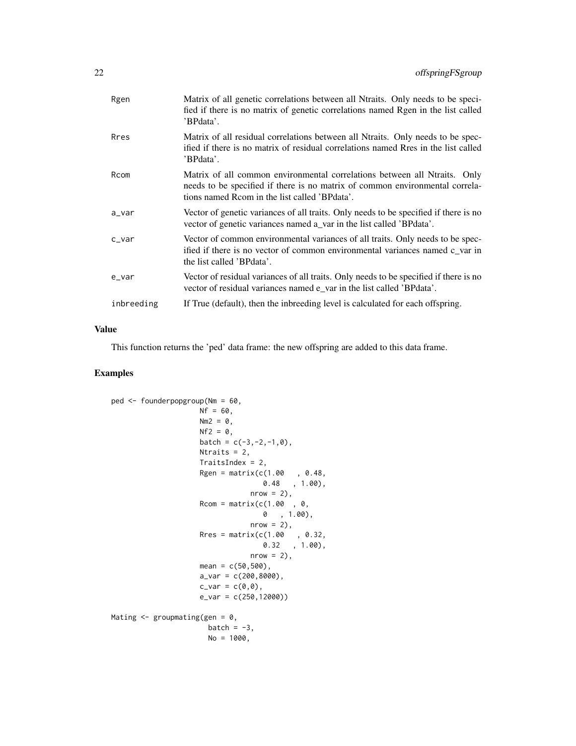| | |
|---|---|
| Rgen | Matrix of all genetic correlations between all Ntraits. Only needs to be specified if there is no matrix of genetic correlations named Rgen in the list called 'BPdata'. |
| Rres | Matrix of all residual correlations between all Ntraits. Only needs to be specified if there is no matrix of residual correlations named Rres in the list called 'BPdata'. |
| Rcom | Matrix of all common environmental correlations between all Ntraits. Only needs to be specified if there is no matrix of common environmental correlations named Rcom in the list called 'BPdata'. |
| a_var | Vector of genetic variances of all traits. Only needs to be specified if there is no vector of genetic variances named a_var in the list called 'BPdata'. |
| c_var | Vector of common environmental variances of all traits. Only needs to be specified if there is no vector of common environmental variances named c_var in the list called 'BPdata'. |
| e_var | Vector of residual variances of all traits. Only needs to be specified if there is no vector of residual variances named e_var in the list called 'BPdata'. |
| inbreeding | If True (default), then the inbreeding level is calculated for each offspring. |

## Value

This function returns the 'ped' data frame: the new offspring are added to this data frame.

## Examples

```
ped <- founderpopgroup(Nm = 60,
                      Nf = 60,
                      Nm2 = 0,
                      Nf2 = 0,
                      batch = c(-3,-2,-1,0),
                      Ntraits = 2,
                      TraitsIndex = 2,
                      Rgen = matrix(c(1.00   , 0.48,
                                      0.48   , 1.00),
                                    nrow = 2),
                      Rcom = matrix(c(1.00  , 0,
                                      0   , 1.00),
                                    nrow = 2),
                      Rres = matrix(c(1.00   , 0.32,
                                      0.32   , 1.00),
                                    nrow = 2),
                      mean = c(50,500),
                      a_var = c(200,8000),
                      c_var = c(0,0),
                      e_var = c(250,12000))

Mating <- groupmating(gen = 0,
                      batch = -3,
                      No = 1000,
```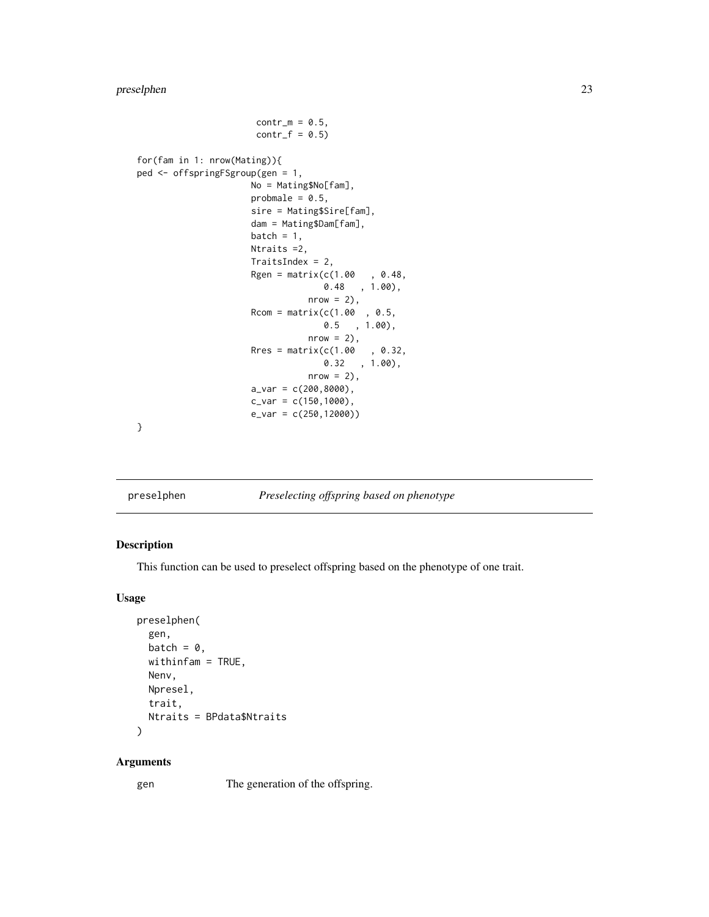```
                        contr_m = 0.5,
                        contr_f = 0.5)

for(fam in 1: nrow(Mating)){
ped <- offspringFSgroup(gen = 1,
                       No = Mating$No[fam],
                       probmale = 0.5,
                       sire = Mating$Sire[fam],
                       dam = Mating$Dam[fam],
                       batch = 1,
                       Ntraits =2,
                       TraitsIndex = 2,
                       Rgen = matrix(c(1.00   , 0.48,
                                       0.48   , 1.00),
                                  nrow = 2),
                       Rcom = matrix(c(1.00  , 0.5,
                                       0.5   , 1.00),
                                  nrow = 2),
                       Rres = matrix(c(1.00   , 0.32,
                                       0.32   , 1.00),
                                  nrow = 2),
                       a_var = c(200,8000),
                       c_var = c(150,1000),
                       e_var = c(250,12000))
}
```

## preselphen — *Preselecting offspring based on phenotype*

### Description

This function can be used to preselect offspring based on the phenotype of one trait.

### Usage

```
preselphen(
  gen,
  batch = 0,
  withinfam = TRUE,
  Nenv,
  Npresel,
  trait,
  Ntraits = BPdata$Ntraits
)
```

### Arguments

gen — The generation of the offspring.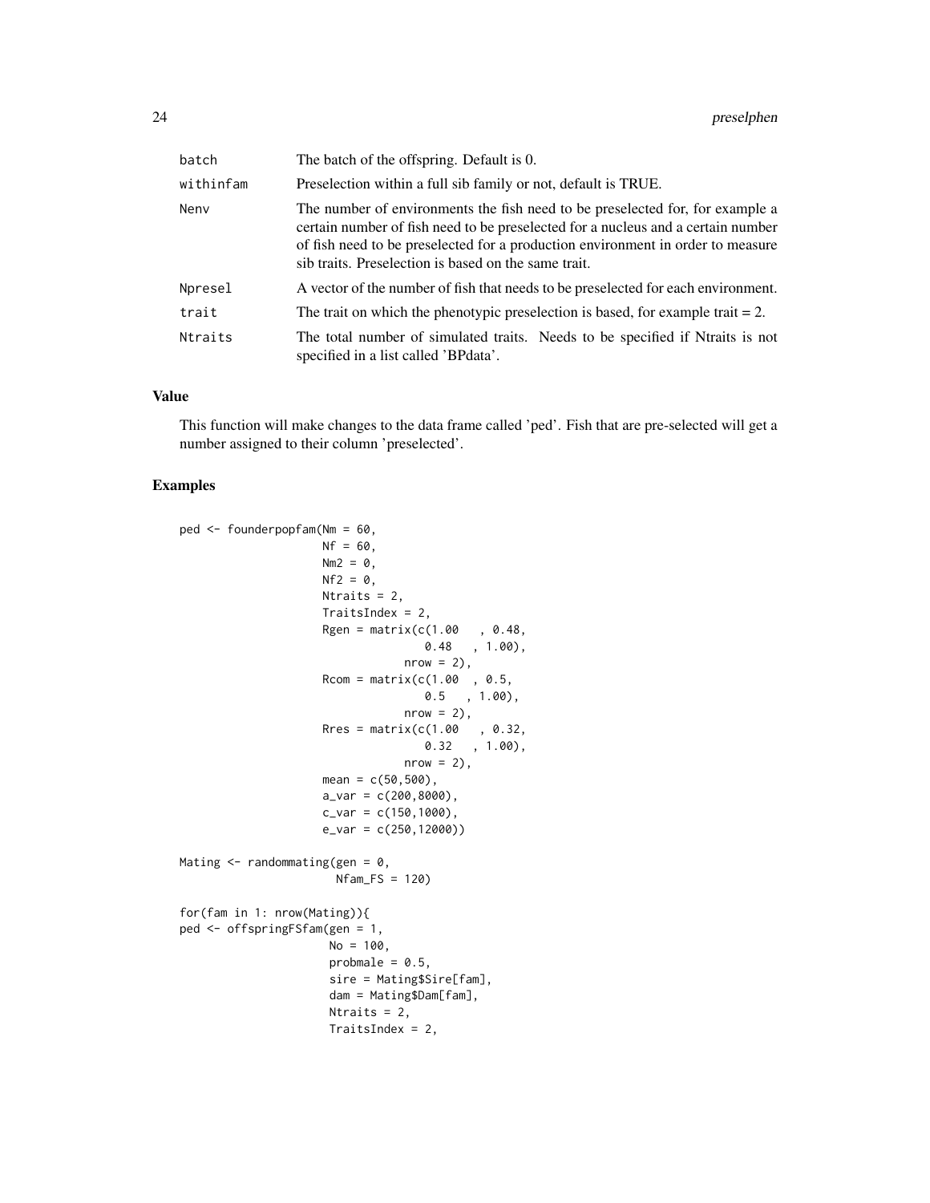| | |
|---|---|
| batch | The batch of the offspring. Default is 0. |
| withinfam | Preselection within a full sib family or not, default is TRUE. |
| Nenv | The number of environments the fish need to be preselected for, for example a certain number of fish need to be preselected for a nucleus and a certain number of fish need to be preselected for a production environment in order to measure sib traits. Preselection is based on the same trait. |
| Npresel | A vector of the number of fish that needs to be preselected for each environment. |
| trait | The trait on which the phenotypic preselection is based, for example trait = 2. |
| Ntraits | The total number of simulated traits. Needs to be specified if Ntraits is not specified in a list called 'BPdata'. |

## Value

This function will make changes to the data frame called 'ped'. Fish that are pre-selected will get a number assigned to their column 'preselected'.

## Examples

```
ped <- founderpopfam(Nm = 60,
                     Nf = 60,
                     Nm2 = 0,
                     Nf2 = 0,
                     Ntraits = 2,
                     TraitsIndex = 2,
                     Rgen = matrix(c(1.00   , 0.48,
                                     0.48   , 1.00),
                                   nrow = 2),
                     Rcom = matrix(c(1.00  , 0.5,
                                     0.5   , 1.00),
                                   nrow = 2),
                     Rres = matrix(c(1.00   , 0.32,
                                     0.32   , 1.00),
                                   nrow = 2),
                     mean = c(50,500),
                     a_var = c(200,8000),
                     c_var = c(150,1000),
                     e_var = c(250,12000))

Mating <- randommating(gen = 0,
                       Nfam_FS = 120)

for(fam in 1: nrow(Mating)){
ped <- offspringFSfam(gen = 1,
                      No = 100,
                      probmale = 0.5,
                      sire = Mating$Sire[fam],
                      dam = Mating$Dam[fam],
                      Ntraits = 2,
                      TraitsIndex = 2,
```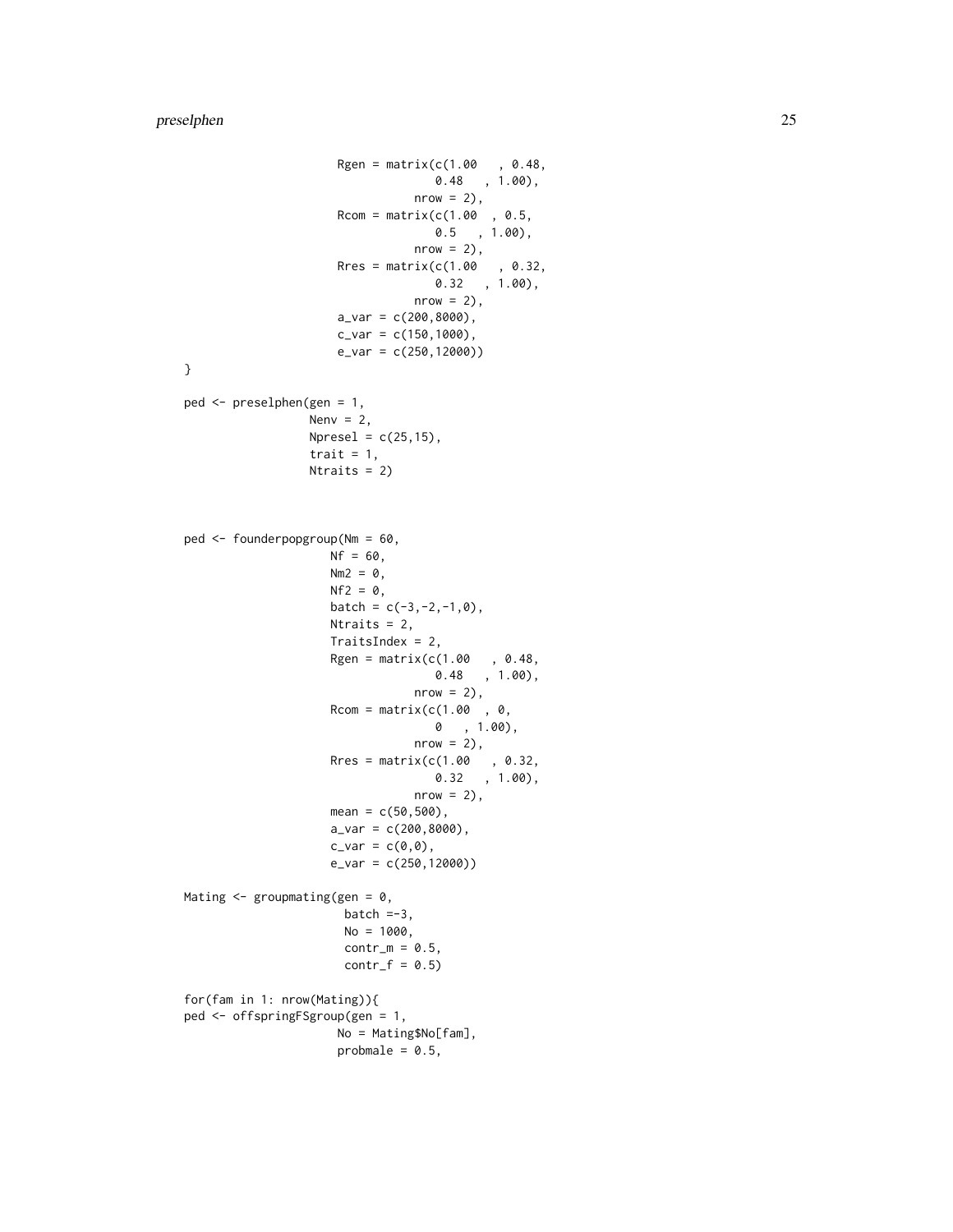```
                     Rgen = matrix(c(1.00   , 0.48,
                                     0.48   , 1.00),
                                  nrow = 2),
                     Rcom = matrix(c(1.00  , 0.5,
                                     0.5   , 1.00),
                                  nrow = 2),
                     Rres = matrix(c(1.00   , 0.32,
                                     0.32   , 1.00),
                                  nrow = 2),
                     a_var = c(200,8000),
                     c_var = c(150,1000),
                     e_var = c(250,12000))
}

ped <- preselphen(gen = 1,
                  Nenv = 2,
                  Npresel = c(25,15),
                  trait = 1,
                  Ntraits = 2)



ped <- founderpopgroup(Nm = 60,
                     Nf = 60,
                     Nm2 = 0,
                     Nf2 = 0,
                     batch = c(-3,-2,-1,0),
                     Ntraits = 2,
                     TraitsIndex = 2,
                     Rgen = matrix(c(1.00   , 0.48,
                                     0.48   , 1.00),
                                  nrow = 2),
                     Rcom = matrix(c(1.00  , 0,
                                     0   , 1.00),
                                  nrow = 2),
                     Rres = matrix(c(1.00   , 0.32,
                                     0.32   , 1.00),
                                  nrow = 2),
                     mean = c(50,500),
                     a_var = c(200,8000),
                     c_var = c(0,0),
                     e_var = c(250,12000))

Mating <- groupmating(gen = 0,
                       batch =-3,
                       No = 1000,
                       contr_m = 0.5,
                       contr_f = 0.5)

for(fam in 1: nrow(Mating)){
ped <- offspringFSgroup(gen = 1,
                      No = Mating$No[fam],
                      probmale = 0.5,
```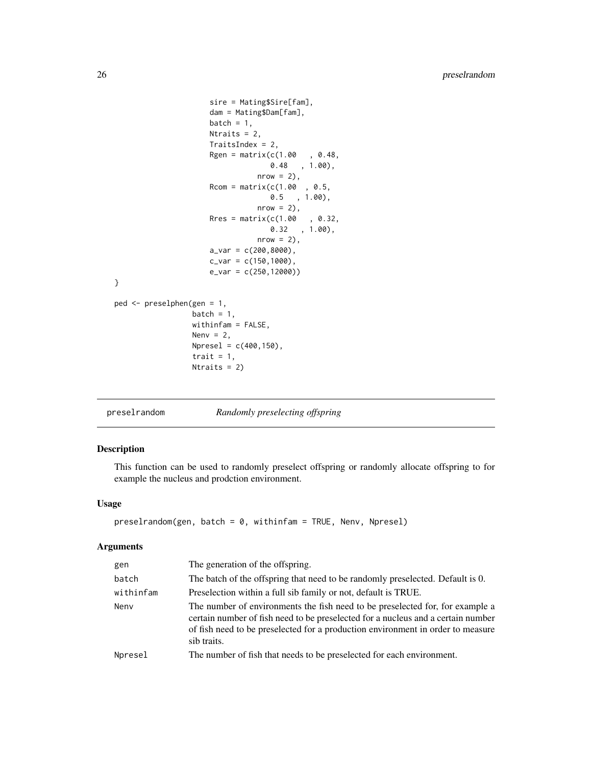```
                    sire = Mating$Sire[fam],
                    dam = Mating$Dam[fam],
                    batch = 1,
                    Ntraits = 2,
                    TraitsIndex = 2,
                    Rgen = matrix(c(1.00   , 0.48,
                                 0.48   , 1.00),
                             nrow = 2),
                    Rcom = matrix(c(1.00  , 0.5,
                                 0.5   , 1.00),
                             nrow = 2),
                    Rres = matrix(c(1.00   , 0.32,
                                 0.32   , 1.00),
                             nrow = 2),
                    a_var = c(200,8000),
                    c_var = c(150,1000),
                    e_var = c(250,12000))
}

ped <- preselphen(gen = 1,
                 batch = 1,
                 withinfam = FALSE,
                 Nenv = 2,
                 Npresel = c(400,150),
                 trait = 1,
                 Ntraits = 2)
```

## preselrandom *Randomly preselecting offspring*

### Description

This function can be used to randomly preselect offspring or randomly allocate offspring to for example the nucleus and prodction environment.

### Usage

```
preselrandom(gen, batch = 0, withinfam = TRUE, Nenv, Npresel)
```

### Arguments

| | |
|---|---|
| gen | The generation of the offspring. |
| batch | The batch of the offspring that need to be randomly preselected. Default is 0. |
| withinfam | Preselection within a full sib family or not, default is TRUE. |
| Nenv | The number of environments the fish need to be preselected for, for example a certain number of fish need to be preselected for a nucleus and a certain number of fish need to be preselected for a production environment in order to measure sib traits. |
| Npresel | The number of fish that needs to be preselected for each environment. |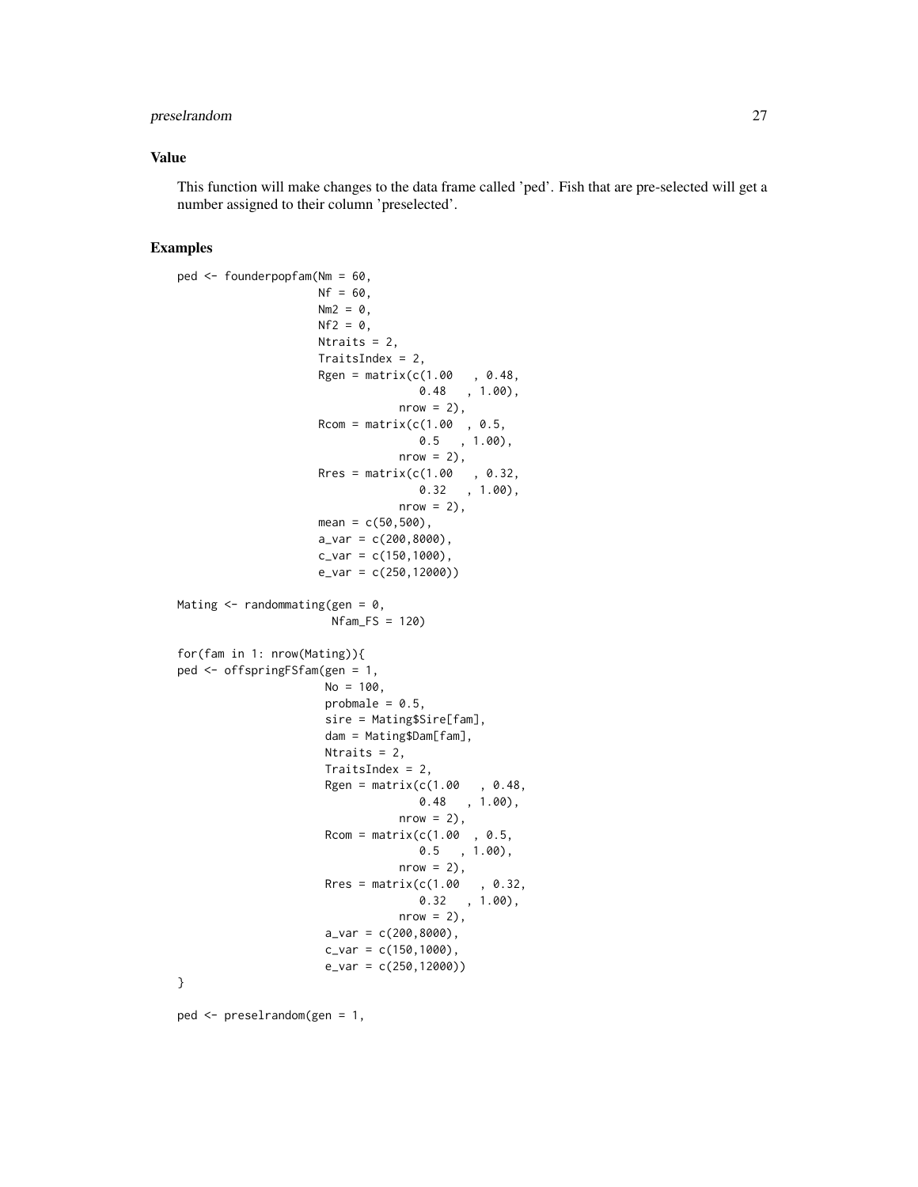## Value

This function will make changes to the data frame called 'ped'. Fish that are pre-selected will get a number assigned to their column 'preselected'.

## Examples

```
ped <- founderpopfam(Nm = 60,
                     Nf = 60,
                     Nm2 = 0,
                     Nf2 = 0,
                     Ntraits = 2,
                     TraitsIndex = 2,
                     Rgen = matrix(c(1.00   , 0.48,
                                   0.48   , 1.00),
                                 nrow = 2),
                     Rcom = matrix(c(1.00  , 0.5,
                                   0.5   , 1.00),
                                 nrow = 2),
                     Rres = matrix(c(1.00   , 0.32,
                                   0.32   , 1.00),
                                 nrow = 2),
                     mean = c(50,500),
                     a_var = c(200,8000),
                     c_var = c(150,1000),
                     e_var = c(250,12000))

Mating <- randommating(gen = 0,
                       Nfam_FS = 120)

for(fam in 1: nrow(Mating)){
ped <- offspringFSfam(gen = 1,
                      No = 100,
                      probmale = 0.5,
                      sire = Mating$Sire[fam],
                      dam = Mating$Dam[fam],
                      Ntraits = 2,
                      TraitsIndex = 2,
                      Rgen = matrix(c(1.00   , 0.48,
                                   0.48   , 1.00),
                                 nrow = 2),
                      Rcom = matrix(c(1.00  , 0.5,
                                   0.5   , 1.00),
                                 nrow = 2),
                      Rres = matrix(c(1.00   , 0.32,
                                   0.32   , 1.00),
                                 nrow = 2),
                      a_var = c(200,8000),
                      c_var = c(150,1000),
                      e_var = c(250,12000))
}

ped <- preselrandom(gen = 1,
```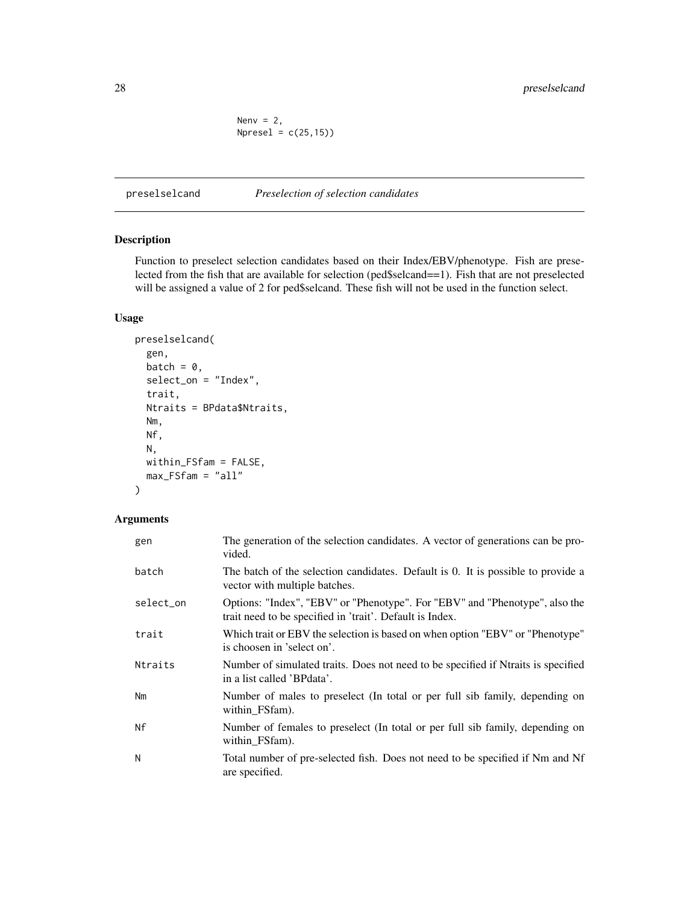```
         Nenv = 2,
         Npresel = c(25,15))
```

## preselselcand *Preselection of selection candidates*

### Description

Function to preselect selection candidates based on their Index/EBV/phenotype. Fish are preselected from the fish that are available for selection (ped$selcand==1). Fish that are not preselected will be assigned a value of 2 for ped$selcand. These fish will not be used in the function select.

### Usage

```
preselselcand(
  gen,
  batch = 0,
  select_on = "Index",
  trait,
  Ntraits = BPdata$Ntraits,
  Nm,
  Nf,
  N,
  within_FSfam = FALSE,
  max_FSfam = "all"
)
```

### Arguments

| | |
|---|---|
| gen | The generation of the selection candidates. A vector of generations can be provided. |
| batch | The batch of the selection candidates. Default is 0. It is possible to provide a vector with multiple batches. |
| select_on | Options: "Index", "EBV" or "Phenotype". For "EBV" and "Phenotype", also the trait need to be specified in 'trait'. Default is Index. |
| trait | Which trait or EBV the selection is based on when option "EBV" or "Phenotype" is choosen in 'select on'. |
| Ntraits | Number of simulated traits. Does not need to be specified if Ntraits is specified in a list called 'BPdata'. |
| Nm | Number of males to preselect (In total or per full sib family, depending on within_FSfam). |
| Nf | Number of females to preselect (In total or per full sib family, depending on within_FSfam). |
| N | Total number of pre-selected fish. Does not need to be specified if Nm and Nf are specified. |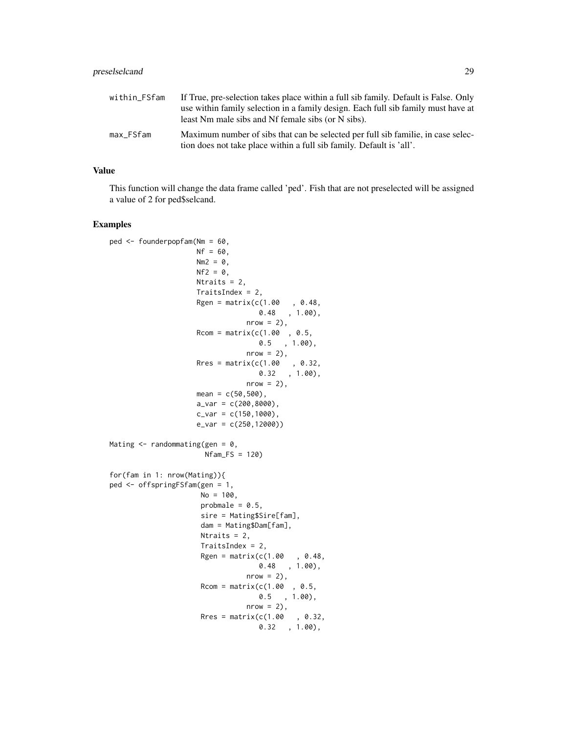| | |
|---|---|
| within_FSfam | If True, pre-selection takes place within a full sib family. Default is False. Only use within family selection in a family design. Each full sib family must have at least Nm male sibs and Nf female sibs (or N sibs). |
| max_FSfam | Maximum number of sibs that can be selected per full sib familie, in case selection does not take place within a full sib family. Default is 'all'. |

## Value

This function will change the data frame called 'ped'. Fish that are not preselected will be assigned a value of 2 for ped$selcand.

## Examples

```
ped <- founderpopfam(Nm = 60,
                     Nf = 60,
                     Nm2 = 0,
                     Nf2 = 0,
                     Ntraits = 2,
                     TraitsIndex = 2,
                     Rgen = matrix(c(1.00   , 0.48,
                                     0.48   , 1.00),
                                   nrow = 2),
                     Rcom = matrix(c(1.00  , 0.5,
                                     0.5   , 1.00),
                                   nrow = 2),
                     Rres = matrix(c(1.00   , 0.32,
                                     0.32   , 1.00),
                                   nrow = 2),
                     mean = c(50,500),
                     a_var = c(200,8000),
                     c_var = c(150,1000),
                     e_var = c(250,12000))

Mating <- randommating(gen = 0,
                       Nfam_FS = 120)

for(fam in 1: nrow(Mating)){
ped <- offspringFSfam(gen = 1,
                      No = 100,
                      probmale = 0.5,
                      sire = Mating$Sire[fam],
                      dam = Mating$Dam[fam],
                      Ntraits = 2,
                      TraitsIndex = 2,
                      Rgen = matrix(c(1.00   , 0.48,
                                      0.48   , 1.00),
                                    nrow = 2),
                      Rcom = matrix(c(1.00  , 0.5,
                                      0.5   , 1.00),
                                    nrow = 2),
                      Rres = matrix(c(1.00   , 0.32,
                                      0.32   , 1.00),
```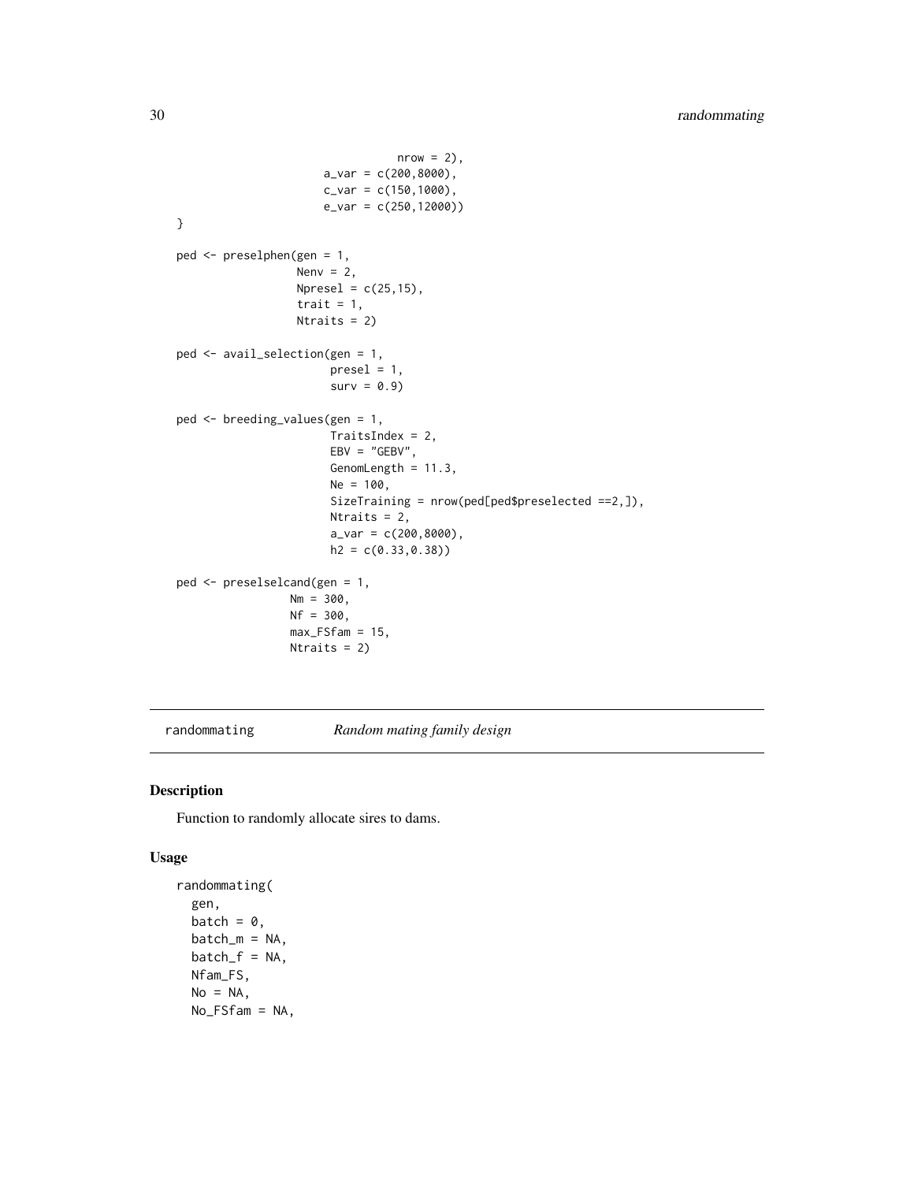```
                                    nrow = 2),
                        a_var = c(200,8000),
                        c_var = c(150,1000),
                        e_var = c(250,12000))
}

ped <- preselphen(gen = 1,
                  Nenv = 2,
                  Npresel = c(25,15),
                  trait = 1,
                  Ntraits = 2)

ped <- avail_selection(gen = 1,
                       presel = 1,
                       surv = 0.9)

ped <- breeding_values(gen = 1,
                       TraitsIndex = 2,
                       EBV = "GEBV",
                       GenomLength = 11.3,
                       Ne = 100,
                       SizeTraining = nrow(ped[ped$preselected ==2,]),
                       Ntraits = 2,
                       a_var = c(200,8000),
                       h2 = c(0.33,0.38))

ped <- preselselcand(gen = 1,
                 Nm = 300,
                 Nf = 300,
                 max_FSfam = 15,
                 Ntraits = 2)
```

## randommating — *Random mating family design*

### Description

Function to randomly allocate sires to dams.

### Usage

```
randommating(
  gen,
  batch = 0,
  batch_m = NA,
  batch_f = NA,
  Nfam_FS,
  No = NA,
  No_FSfam = NA,
```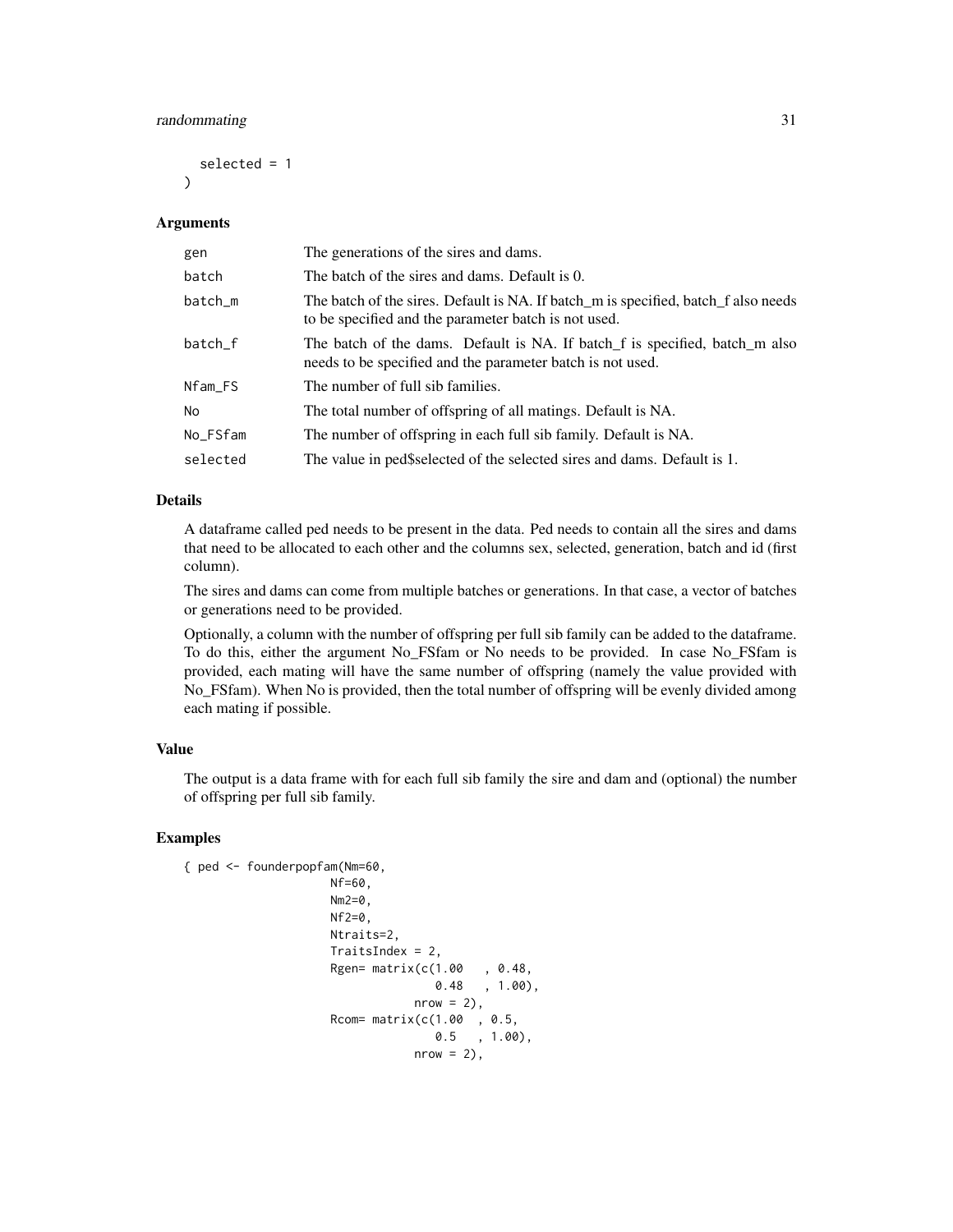```
  selected = 1
)
```

### Arguments

| | |
|---|---|
| gen | The generations of the sires and dams. |
| batch | The batch of the sires and dams. Default is 0. |
| batch_m | The batch of the sires. Default is NA. If batch_m is specified, batch_f also needs to be specified and the parameter batch is not used. |
| batch_f | The batch of the dams. Default is NA. If batch_f is specified, batch_m also needs to be specified and the parameter batch is not used. |
| Nfam_FS | The number of full sib families. |
| No | The total number of offspring of all matings. Default is NA. |
| No_FSfam | The number of offspring in each full sib family. Default is NA. |
| selected | The value in ped$selected of the selected sires and dams. Default is 1. |

### Details

A dataframe called ped needs to be present in the data. Ped needs to contain all the sires and dams that need to be allocated to each other and the columns sex, selected, generation, batch and id (first column).

The sires and dams can come from multiple batches or generations. In that case, a vector of batches or generations need to be provided.

Optionally, a column with the number of offspring per full sib family can be added to the dataframe. To do this, either the argument No_FSfam or No needs to be provided. In case No_FSfam is provided, each mating will have the same number of offspring (namely the value provided with No_FSfam). When No is provided, then the total number of offspring will be evenly divided among each mating if possible.

### Value

The output is a data frame with for each full sib family the sire and dam and (optional) the number of offspring per full sib family.

### Examples

```
{ ped <- founderpopfam(Nm=60,
                     Nf=60,
                     Nm2=0,
                     Nf2=0,
                     Ntraits=2,
                     TraitsIndex = 2,
                     Rgen= matrix(c(1.00   , 0.48,
                                    0.48   , 1.00),
                                 nrow = 2),
                     Rcom= matrix(c(1.00  , 0.5,
                                    0.5   , 1.00),
                                 nrow = 2),
```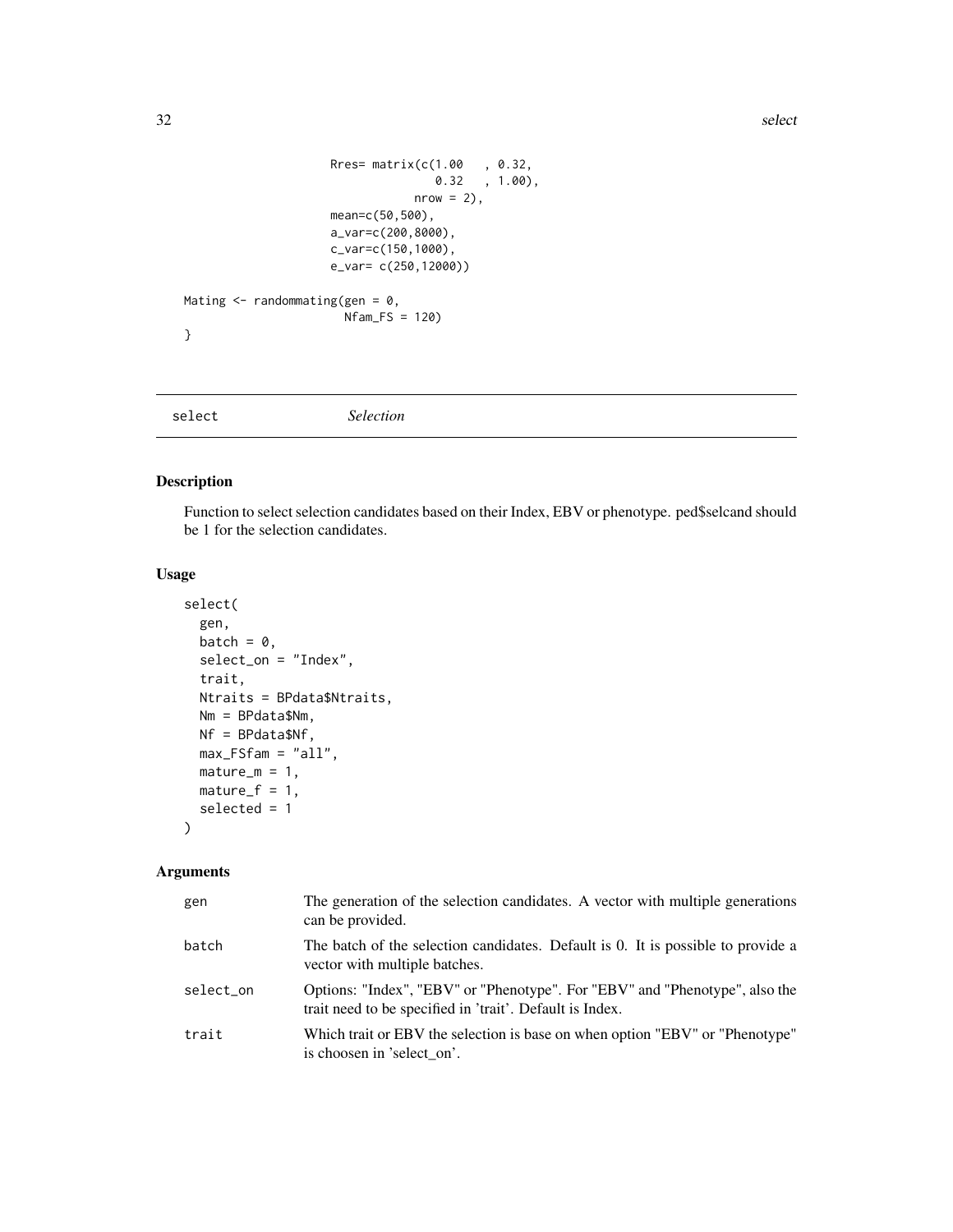```
                    Rres= matrix(c(1.00   , 0.32,
                                   0.32   , 1.00),
                                 nrow = 2),
                    mean=c(50,500),
                    a_var=c(200,8000),
                    c_var=c(150,1000),
                    e_var= c(250,12000))

Mating <- randommating(gen = 0,
                       Nfam_FS = 120)
}
```

## select    *Selection*

### Description

Function to select selection candidates based on their Index, EBV or phenotype. ped$selcand should be 1 for the selection candidates.

### Usage

```
select(
  gen,
  batch = 0,
  select_on = "Index",
  trait,
  Ntraits = BPdata$Ntraits,
  Nm = BPdata$Nm,
  Nf = BPdata$Nf,
  max_FSfam = "all",
  mature_m = 1,
  mature_f = 1,
  selected = 1
)
```

### Arguments

| | |
|---|---|
| gen | The generation of the selection candidates. A vector with multiple generations can be provided. |
| batch | The batch of the selection candidates. Default is 0. It is possible to provide a vector with multiple batches. |
| select_on | Options: "Index", "EBV" or "Phenotype". For "EBV" and "Phenotype", also the trait need to be specified in 'trait'. Default is Index. |
| trait | Which trait or EBV the selection is base on when option "EBV" or "Phenotype" is choosen in 'select_on'. |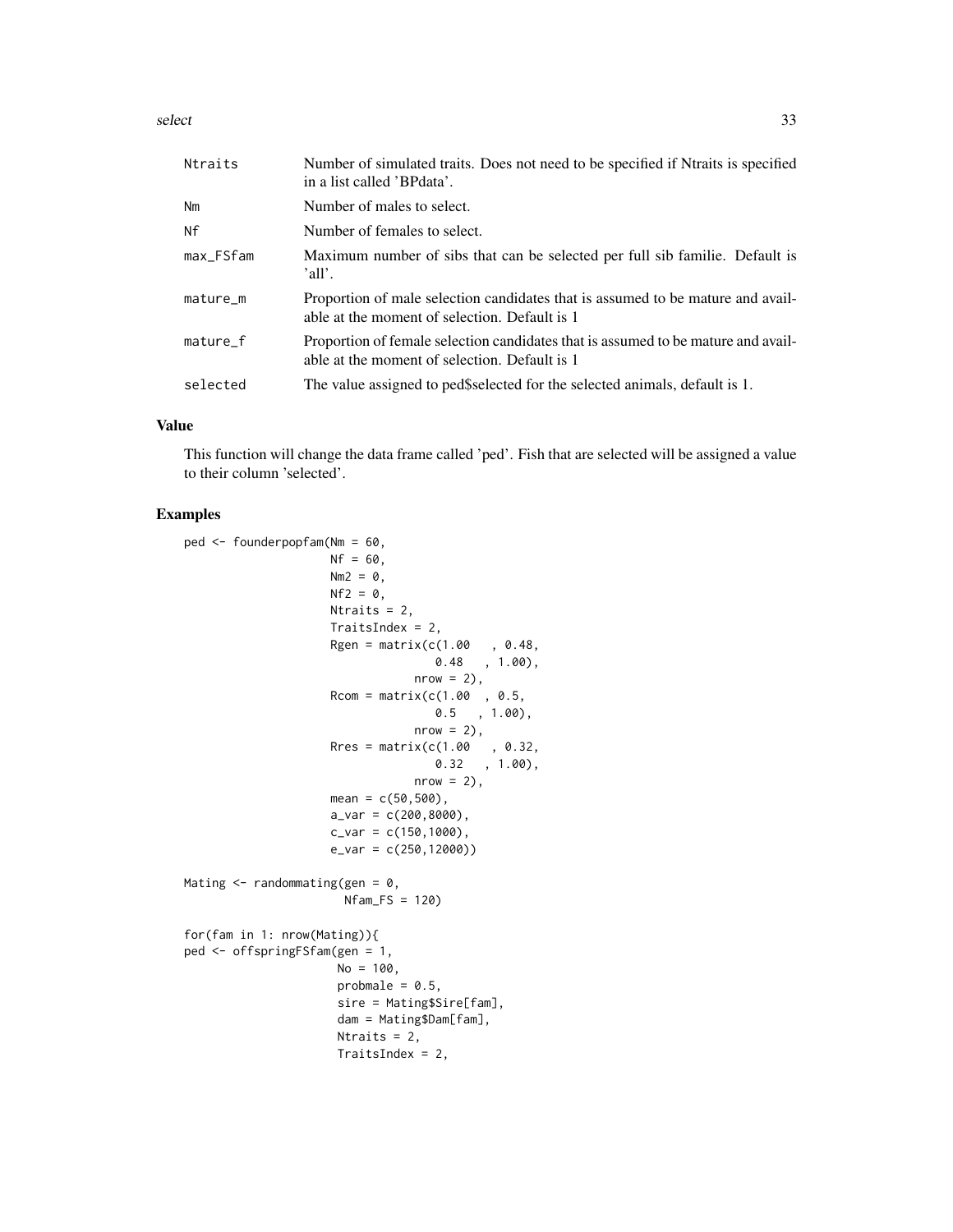| | |
|---|---|
| Ntraits | Number of simulated traits. Does not need to be specified if Ntraits is specified in a list called 'BPdata'. |
| Nm | Number of males to select. |
| Nf | Number of females to select. |
| max_FSfam | Maximum number of sibs that can be selected per full sib familie. Default is 'all'. |
| mature_m | Proportion of male selection candidates that is assumed to be mature and available at the moment of selection. Default is 1 |
| mature_f | Proportion of female selection candidates that is assumed to be mature and available at the moment of selection. Default is 1 |
| selected | The value assigned to ped$selected for the selected animals, default is 1. |

## Value

This function will change the data frame called 'ped'. Fish that are selected will be assigned a value to their column 'selected'.

## Examples

```
ped <- founderpopfam(Nm = 60,
                     Nf = 60,
                     Nm2 = 0,
                     Nf2 = 0,
                     Ntraits = 2,
                     TraitsIndex = 2,
                     Rgen = matrix(c(1.00   , 0.48,
                                   0.48   , 1.00),
                               nrow = 2),
                     Rcom = matrix(c(1.00  , 0.5,
                                   0.5   , 1.00),
                               nrow = 2),
                     Rres = matrix(c(1.00   , 0.32,
                                   0.32   , 1.00),
                               nrow = 2),
                     mean = c(50,500),
                     a_var = c(200,8000),
                     c_var = c(150,1000),
                     e_var = c(250,12000))

Mating <- randommating(gen = 0,
                       Nfam_FS = 120)

for(fam in 1: nrow(Mating)){
ped <- offspringFSfam(gen = 1,
                      No = 100,
                      probmale = 0.5,
                      sire = Mating$Sire[fam],
                      dam = Mating$Dam[fam],
                      Ntraits = 2,
                      TraitsIndex = 2,
```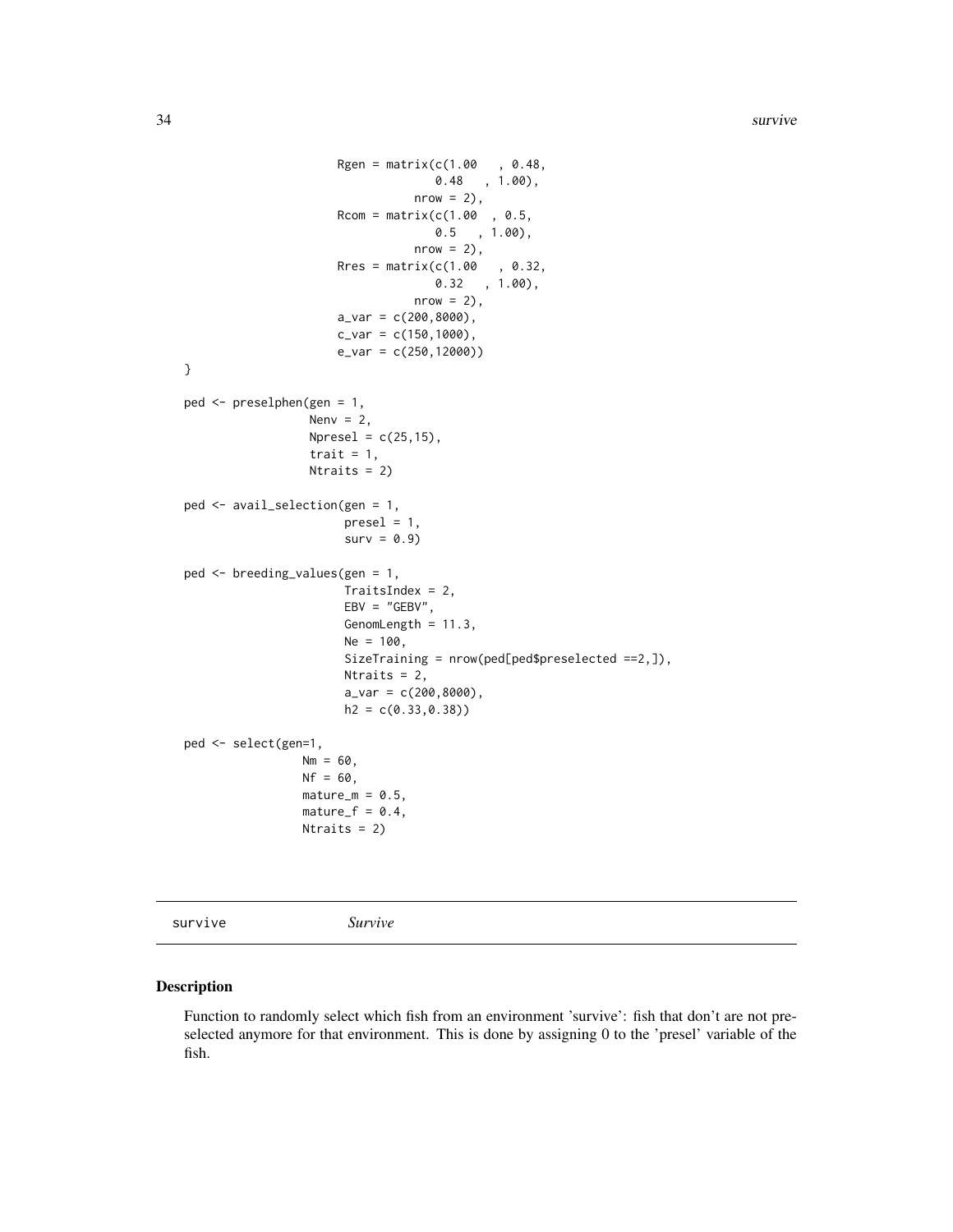```
                    Rgen = matrix(c(1.00   , 0.48,
                                  0.48   , 1.00),
                               nrow = 2),
                    Rcom = matrix(c(1.00  , 0.5,
                                  0.5   , 1.00),
                               nrow = 2),
                    Rres = matrix(c(1.00   , 0.32,
                                  0.32   , 1.00),
                               nrow = 2),
                    a_var = c(200,8000),
                    c_var = c(150,1000),
                    e_var = c(250,12000))
}

ped <- preselphen(gen = 1,
                 Nenv = 2,
                 Npresel = c(25,15),
                 trait = 1,
                 Ntraits = 2)

ped <- avail_selection(gen = 1,
                      presel = 1,
                      surv = 0.9)

ped <- breeding_values(gen = 1,
                      TraitsIndex = 2,
                      EBV = "GEBV",
                      GenomLength = 11.3,
                      Ne = 100,
                      SizeTraining = nrow(ped[ped$preselected ==2,]),
                      Ntraits = 2,
                      a_var = c(200,8000),
                      h2 = c(0.33,0.38))

ped <- select(gen=1,
             Nm = 60,
             Nf = 60,
             mature_m = 0.5,
             mature_f = 0.4,
             Ntraits = 2)
```

---

survive &nbsp;&nbsp;&nbsp;&nbsp;&nbsp;&nbsp; *Survive*

---

## Description

Function to randomly select which fish from an environment 'survive': fish that don't are not pre-selected anymore for that environment. This is done by assigning 0 to the 'presel' variable of the fish.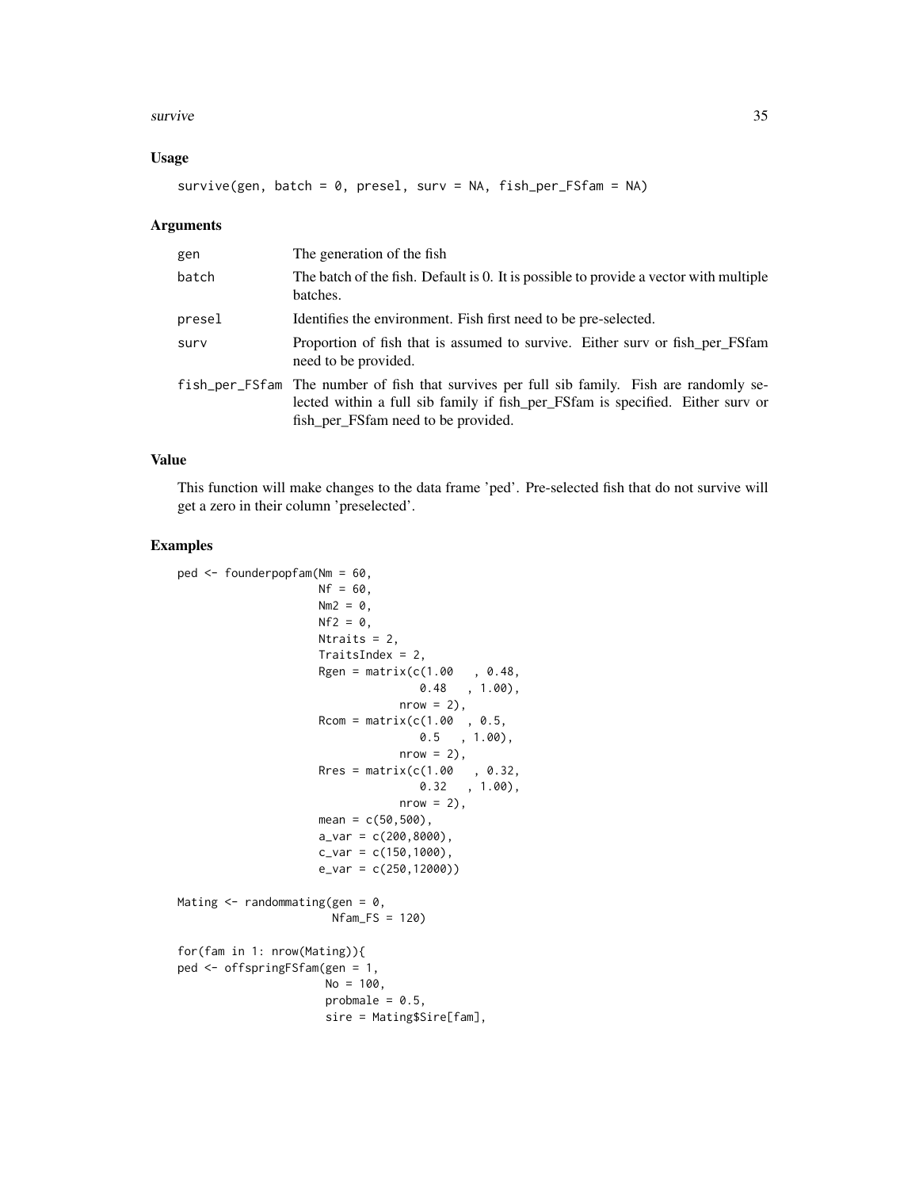### Usage

```
survive(gen, batch = 0, presel, surv = NA, fish_per_FSfam = NA)
```

### Arguments

| | |
|---|---|
| gen | The generation of the fish |
| batch | The batch of the fish. Default is 0. It is possible to provide a vector with multiple batches. |
| presel | Identifies the environment. Fish first need to be pre-selected. |
| surv | Proportion of fish that is assumed to survive. Either surv or fish_per_FSfam need to be provided. |
| fish_per_FSfam | The number of fish that survives per full sib family. Fish are randomly selected within a full sib family if fish_per_FSfam is specified. Either surv or fish_per_FSfam need to be provided. |

### Value

This function will make changes to the data frame 'ped'. Pre-selected fish that do not survive will get a zero in their column 'preselected'.

### Examples

```
ped <- founderpopfam(Nm = 60,
                     Nf = 60,
                     Nm2 = 0,
                     Nf2 = 0,
                     Ntraits = 2,
                     TraitsIndex = 2,
                     Rgen = matrix(c(1.00   , 0.48,
                                     0.48   , 1.00),
                                   nrow = 2),
                     Rcom = matrix(c(1.00  , 0.5,
                                     0.5   , 1.00),
                                   nrow = 2),
                     Rres = matrix(c(1.00   , 0.32,
                                     0.32   , 1.00),
                                   nrow = 2),
                     mean = c(50,500),
                     a_var = c(200,8000),
                     c_var = c(150,1000),
                     e_var = c(250,12000))

Mating <- randommating(gen = 0,
                       Nfam_FS = 120)

for(fam in 1: nrow(Mating)){
ped <- offspringFSfam(gen = 1,
                      No = 100,
                      probmale = 0.5,
                      sire = Mating$Sire[fam],
```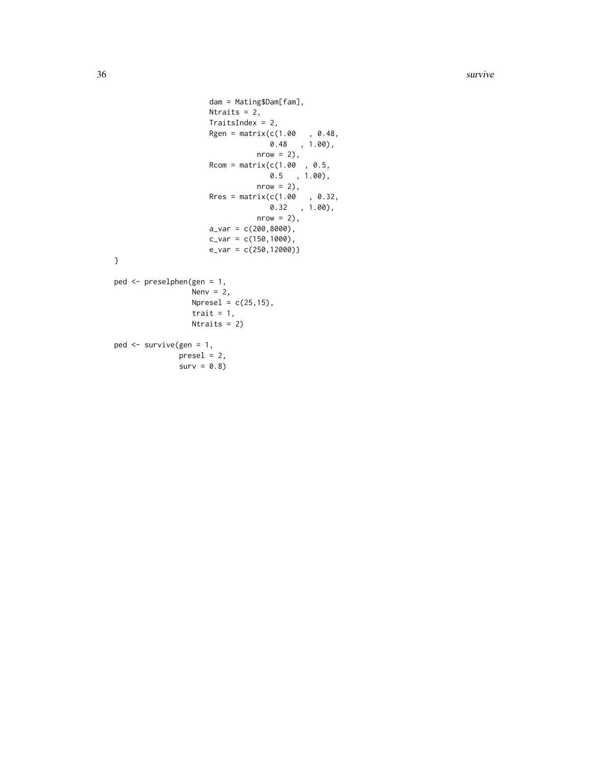```
                    dam = Mating$Dam[fam],
                    Ntraits = 2,
                    TraitsIndex = 2,
                    Rgen = matrix(c(1.00   , 0.48,
                                   0.48   , 1.00),
                                 nrow = 2),
                    Rcom = matrix(c(1.00  , 0.5,
                                   0.5   , 1.00),
                                 nrow = 2),
                    Rres = matrix(c(1.00   , 0.32,
                                   0.32   , 1.00),
                                 nrow = 2),
                    a_var = c(200,8000),
                    c_var = c(150,1000),
                    e_var = c(250,12000))
}

ped <- preselphen(gen = 1,
                  Nenv = 2,
                  Npresel = c(25,15),
                  trait = 1,
                  Ntraits = 2)

ped <- survive(gen = 1,
               presel = 2,
               surv = 0.8)
```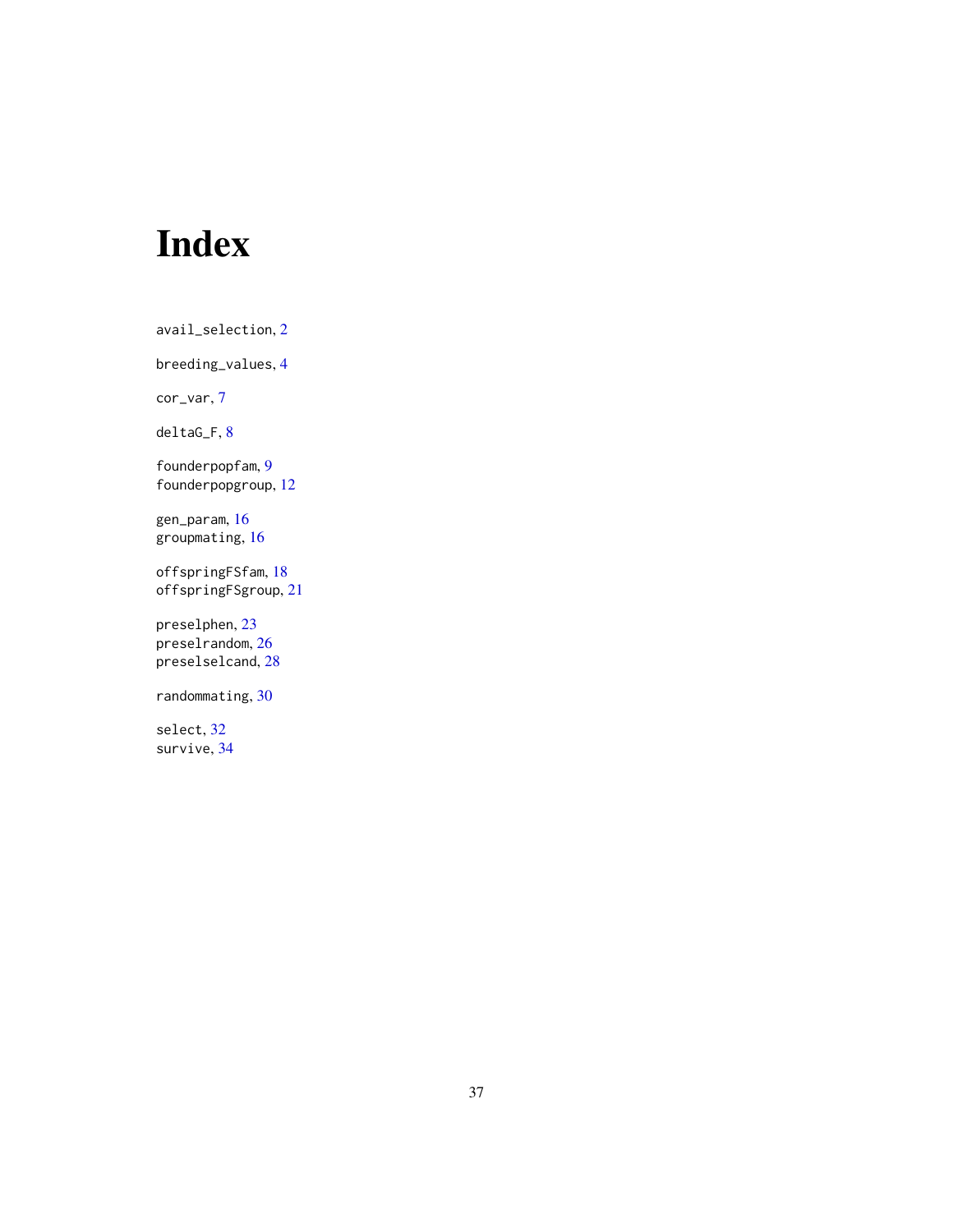# Index

avail_selection, 2

breeding_values, 4

cor_var, 7

deltaG_F, 8

founderpopfam, 9
founderpopgroup, 12

gen_param, 16
groupmating, 16

offspringFSfam, 18
offspringFSgroup, 21

preselphen, 23
preselrandom, 26
preselselcand, 28

randommating, 30

select, 32
survive, 34